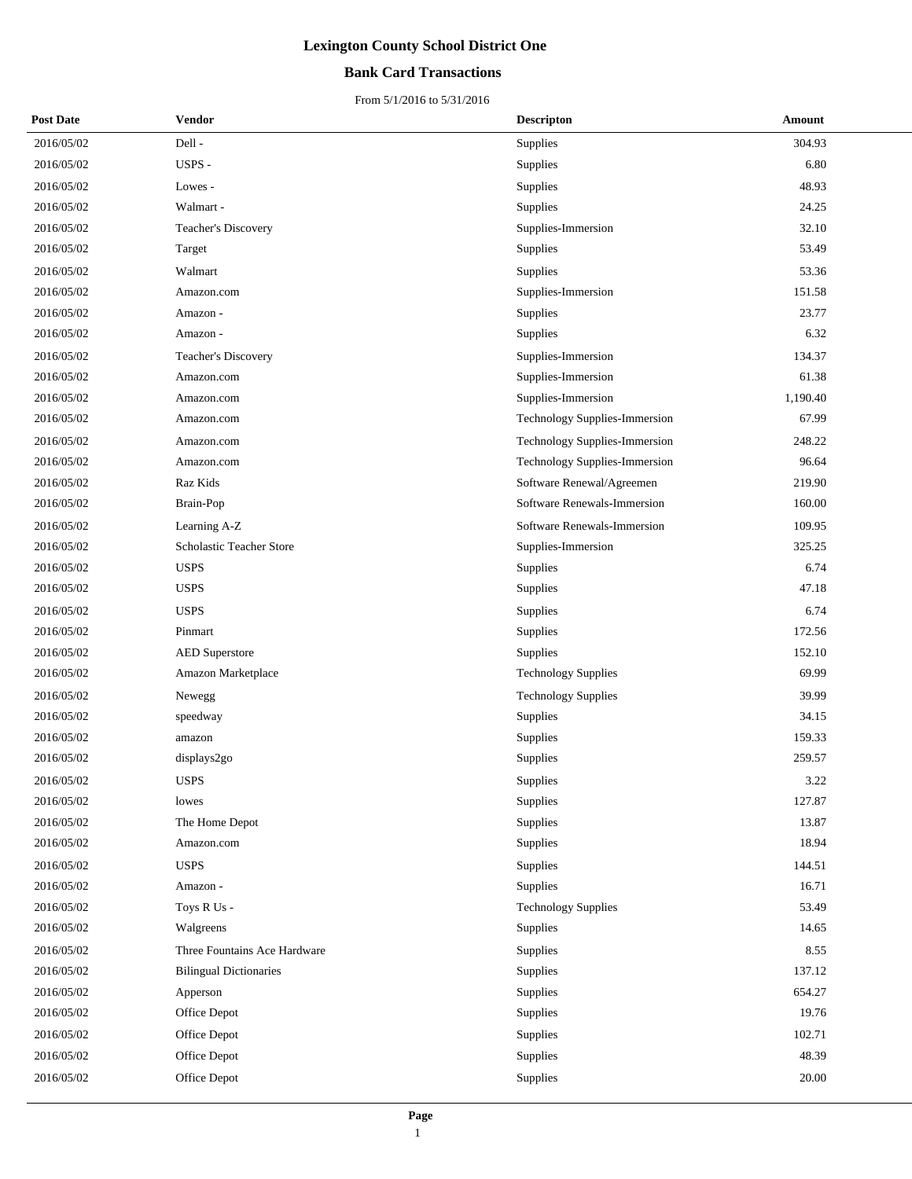# Lexington County School District One

## Bank Card Transactions

From 5/1/2016 to 5/31/2016

| Post Date | Vendor | Descripton | Amount |
|---|---|---|---|
| 2016/05/02 | Dell - | Supplies | 304.93 |
| 2016/05/02 | USPS - | Supplies | 6.80 |
| 2016/05/02 | Lowes - | Supplies | 48.93 |
| 2016/05/02 | Walmart - | Supplies | 24.25 |
| 2016/05/02 | Teacher's Discovery | Supplies-Immersion | 32.10 |
| 2016/05/02 | Target | Supplies | 53.49 |
| 2016/05/02 | Walmart | Supplies | 53.36 |
| 2016/05/02 | Amazon.com | Supplies-Immersion | 151.58 |
| 2016/05/02 | Amazon - | Supplies | 23.77 |
| 2016/05/02 | Amazon - | Supplies | 6.32 |
| 2016/05/02 | Teacher's Discovery | Supplies-Immersion | 134.37 |
| 2016/05/02 | Amazon.com | Supplies-Immersion | 61.38 |
| 2016/05/02 | Amazon.com | Supplies-Immersion | 1,190.40 |
| 2016/05/02 | Amazon.com | Technology Supplies-Immersion | 67.99 |
| 2016/05/02 | Amazon.com | Technology Supplies-Immersion | 248.22 |
| 2016/05/02 | Amazon.com | Technology Supplies-Immersion | 96.64 |
| 2016/05/02 | Raz Kids | Software Renewal/Agreemen | 219.90 |
| 2016/05/02 | Brain-Pop | Software Renewals-Immersion | 160.00 |
| 2016/05/02 | Learning A-Z | Software Renewals-Immersion | 109.95 |
| 2016/05/02 | Scholastic Teacher Store | Supplies-Immersion | 325.25 |
| 2016/05/02 | USPS | Supplies | 6.74 |
| 2016/05/02 | USPS | Supplies | 47.18 |
| 2016/05/02 | USPS | Supplies | 6.74 |
| 2016/05/02 | Pinmart | Supplies | 172.56 |
| 2016/05/02 | AED Superstore | Supplies | 152.10 |
| 2016/05/02 | Amazon Marketplace | Technology Supplies | 69.99 |
| 2016/05/02 | Newegg | Technology Supplies | 39.99 |
| 2016/05/02 | speedway | Supplies | 34.15 |
| 2016/05/02 | amazon | Supplies | 159.33 |
| 2016/05/02 | displays2go | Supplies | 259.57 |
| 2016/05/02 | USPS | Supplies | 3.22 |
| 2016/05/02 | lowes | Supplies | 127.87 |
| 2016/05/02 | The Home Depot | Supplies | 13.87 |
| 2016/05/02 | Amazon.com | Supplies | 18.94 |
| 2016/05/02 | USPS | Supplies | 144.51 |
| 2016/05/02 | Amazon - | Supplies | 16.71 |
| 2016/05/02 | Toys R Us - | Technology Supplies | 53.49 |
| 2016/05/02 | Walgreens | Supplies | 14.65 |
| 2016/05/02 | Three Fountains Ace Hardware | Supplies | 8.55 |
| 2016/05/02 | Bilingual Dictionaries | Supplies | 137.12 |
| 2016/05/02 | Apperson | Supplies | 654.27 |
| 2016/05/02 | Office Depot | Supplies | 19.76 |
| 2016/05/02 | Office Depot | Supplies | 102.71 |
| 2016/05/02 | Office Depot | Supplies | 48.39 |
| 2016/05/02 | Office Depot | Supplies | 20.00 |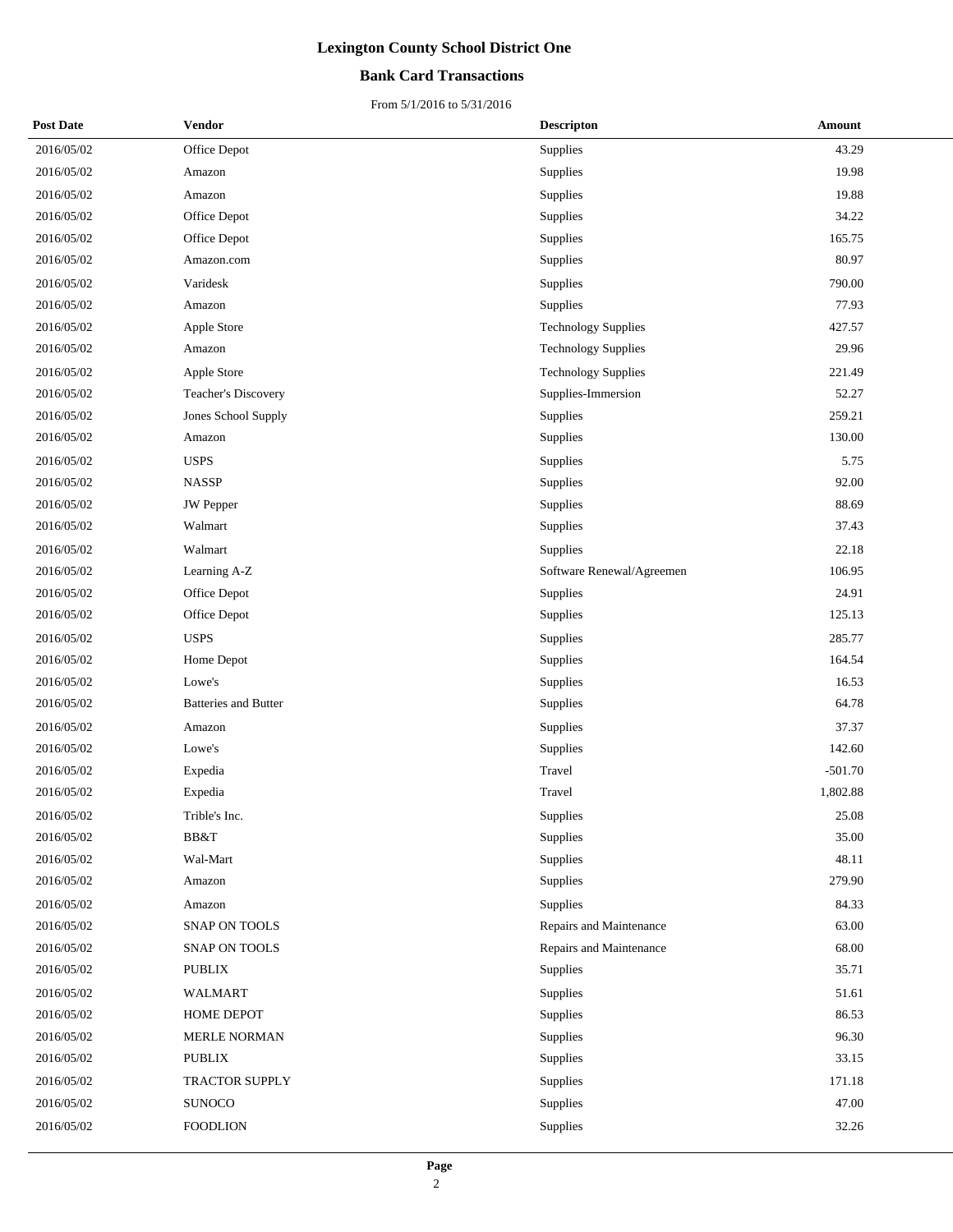# Lexington County School District One

## Bank Card Transactions

From 5/1/2016 to 5/31/2016

| Post Date | Vendor | Descripton | Amount |
|---|---|---|---|
| 2016/05/02 | Office Depot | Supplies | 43.29 |
| 2016/05/02 | Amazon | Supplies | 19.98 |
| 2016/05/02 | Amazon | Supplies | 19.88 |
| 2016/05/02 | Office Depot | Supplies | 34.22 |
| 2016/05/02 | Office Depot | Supplies | 165.75 |
| 2016/05/02 | Amazon.com | Supplies | 80.97 |
| 2016/05/02 | Varidesk | Supplies | 790.00 |
| 2016/05/02 | Amazon | Supplies | 77.93 |
| 2016/05/02 | Apple Store | Technology Supplies | 427.57 |
| 2016/05/02 | Amazon | Technology Supplies | 29.96 |
| 2016/05/02 | Apple Store | Technology Supplies | 221.49 |
| 2016/05/02 | Teacher's Discovery | Supplies-Immersion | 52.27 |
| 2016/05/02 | Jones School Supply | Supplies | 259.21 |
| 2016/05/02 | Amazon | Supplies | 130.00 |
| 2016/05/02 | USPS | Supplies | 5.75 |
| 2016/05/02 | NASSP | Supplies | 92.00 |
| 2016/05/02 | JW Pepper | Supplies | 88.69 |
| 2016/05/02 | Walmart | Supplies | 37.43 |
| 2016/05/02 | Walmart | Supplies | 22.18 |
| 2016/05/02 | Learning A-Z | Software Renewal/Agreemen | 106.95 |
| 2016/05/02 | Office Depot | Supplies | 24.91 |
| 2016/05/02 | Office Depot | Supplies | 125.13 |
| 2016/05/02 | USPS | Supplies | 285.77 |
| 2016/05/02 | Home Depot | Supplies | 164.54 |
| 2016/05/02 | Lowe's | Supplies | 16.53 |
| 2016/05/02 | Batteries and Butter | Supplies | 64.78 |
| 2016/05/02 | Amazon | Supplies | 37.37 |
| 2016/05/02 | Lowe's | Supplies | 142.60 |
| 2016/05/02 | Expedia | Travel | -501.70 |
| 2016/05/02 | Expedia | Travel | 1,802.88 |
| 2016/05/02 | Trible's Inc. | Supplies | 25.08 |
| 2016/05/02 | BB&T | Supplies | 35.00 |
| 2016/05/02 | Wal-Mart | Supplies | 48.11 |
| 2016/05/02 | Amazon | Supplies | 279.90 |
| 2016/05/02 | Amazon | Supplies | 84.33 |
| 2016/05/02 | SNAP ON TOOLS | Repairs and Maintenance | 63.00 |
| 2016/05/02 | SNAP ON TOOLS | Repairs and Maintenance | 68.00 |
| 2016/05/02 | PUBLIX | Supplies | 35.71 |
| 2016/05/02 | WALMART | Supplies | 51.61 |
| 2016/05/02 | HOME DEPOT | Supplies | 86.53 |
| 2016/05/02 | MERLE NORMAN | Supplies | 96.30 |
| 2016/05/02 | PUBLIX | Supplies | 33.15 |
| 2016/05/02 | TRACTOR SUPPLY | Supplies | 171.18 |
| 2016/05/02 | SUNOCO | Supplies | 47.00 |
| 2016/05/02 | FOODLION | Supplies | 32.26 |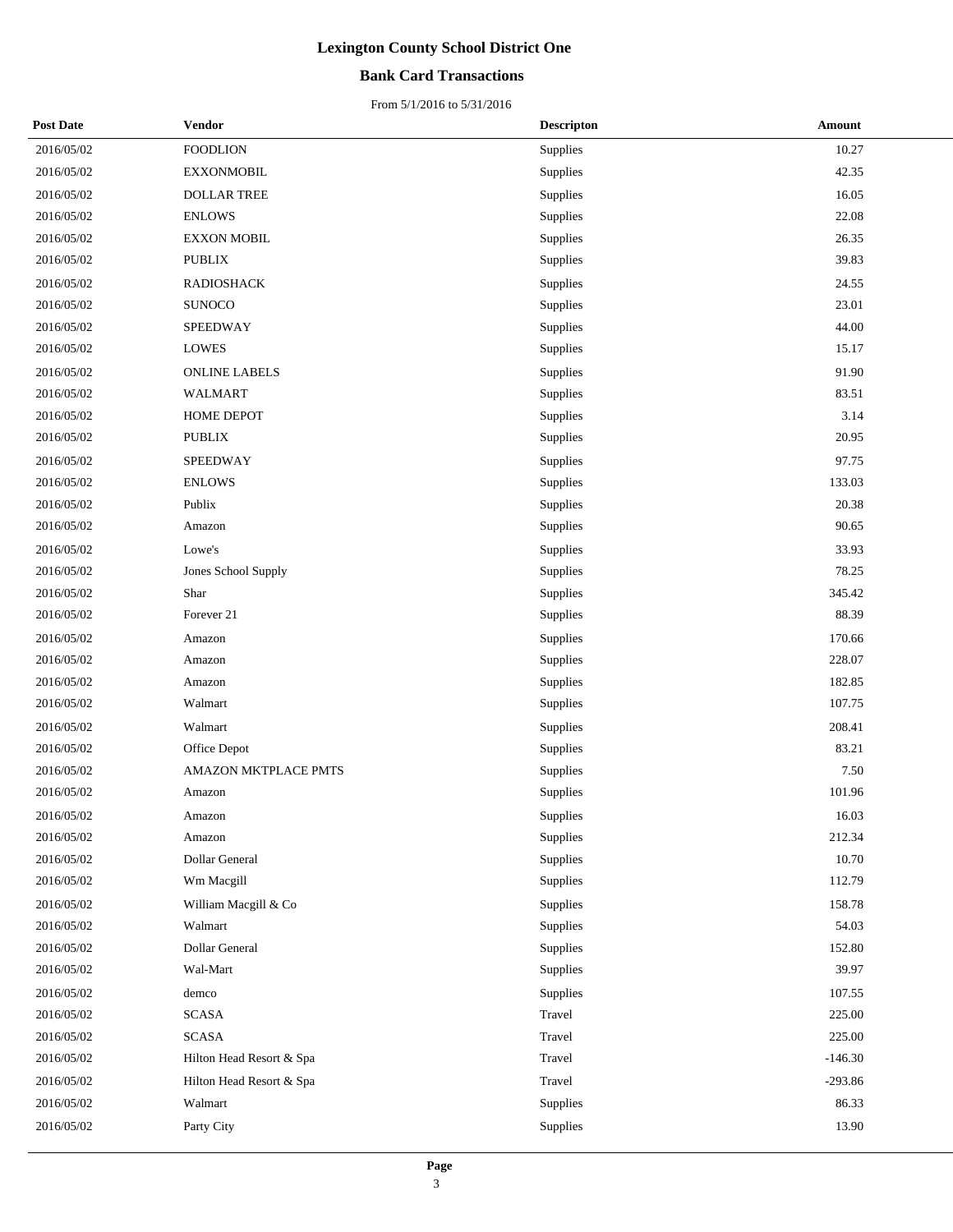# Lexington County School District One

## Bank Card Transactions

From 5/1/2016 to 5/31/2016

| Post Date | Vendor | Descripton | Amount |
|---|---|---|---|
| 2016/05/02 | FOODLION | Supplies | 10.27 |
| 2016/05/02 | EXXONMOBIL | Supplies | 42.35 |
| 2016/05/02 | DOLLAR TREE | Supplies | 16.05 |
| 2016/05/02 | ENLOWS | Supplies | 22.08 |
| 2016/05/02 | EXXON MOBIL | Supplies | 26.35 |
| 2016/05/02 | PUBLIX | Supplies | 39.83 |
| 2016/05/02 | RADIOSHACK | Supplies | 24.55 |
| 2016/05/02 | SUNOCO | Supplies | 23.01 |
| 2016/05/02 | SPEEDWAY | Supplies | 44.00 |
| 2016/05/02 | LOWES | Supplies | 15.17 |
| 2016/05/02 | ONLINE LABELS | Supplies | 91.90 |
| 2016/05/02 | WALMART | Supplies | 83.51 |
| 2016/05/02 | HOME DEPOT | Supplies | 3.14 |
| 2016/05/02 | PUBLIX | Supplies | 20.95 |
| 2016/05/02 | SPEEDWAY | Supplies | 97.75 |
| 2016/05/02 | ENLOWS | Supplies | 133.03 |
| 2016/05/02 | Publix | Supplies | 20.38 |
| 2016/05/02 | Amazon | Supplies | 90.65 |
| 2016/05/02 | Lowe's | Supplies | 33.93 |
| 2016/05/02 | Jones School Supply | Supplies | 78.25 |
| 2016/05/02 | Shar | Supplies | 345.42 |
| 2016/05/02 | Forever 21 | Supplies | 88.39 |
| 2016/05/02 | Amazon | Supplies | 170.66 |
| 2016/05/02 | Amazon | Supplies | 228.07 |
| 2016/05/02 | Amazon | Supplies | 182.85 |
| 2016/05/02 | Walmart | Supplies | 107.75 |
| 2016/05/02 | Walmart | Supplies | 208.41 |
| 2016/05/02 | Office Depot | Supplies | 83.21 |
| 2016/05/02 | AMAZON MKTPLACE PMTS | Supplies | 7.50 |
| 2016/05/02 | Amazon | Supplies | 101.96 |
| 2016/05/02 | Amazon | Supplies | 16.03 |
| 2016/05/02 | Amazon | Supplies | 212.34 |
| 2016/05/02 | Dollar General | Supplies | 10.70 |
| 2016/05/02 | Wm Macgill | Supplies | 112.79 |
| 2016/05/02 | William Macgill & Co | Supplies | 158.78 |
| 2016/05/02 | Walmart | Supplies | 54.03 |
| 2016/05/02 | Dollar General | Supplies | 152.80 |
| 2016/05/02 | Wal-Mart | Supplies | 39.97 |
| 2016/05/02 | demco | Supplies | 107.55 |
| 2016/05/02 | SCASA | Travel | 225.00 |
| 2016/05/02 | SCASA | Travel | 225.00 |
| 2016/05/02 | Hilton Head Resort & Spa | Travel | -146.30 |
| 2016/05/02 | Hilton Head Resort & Spa | Travel | -293.86 |
| 2016/05/02 | Walmart | Supplies | 86.33 |
| 2016/05/02 | Party City | Supplies | 13.90 |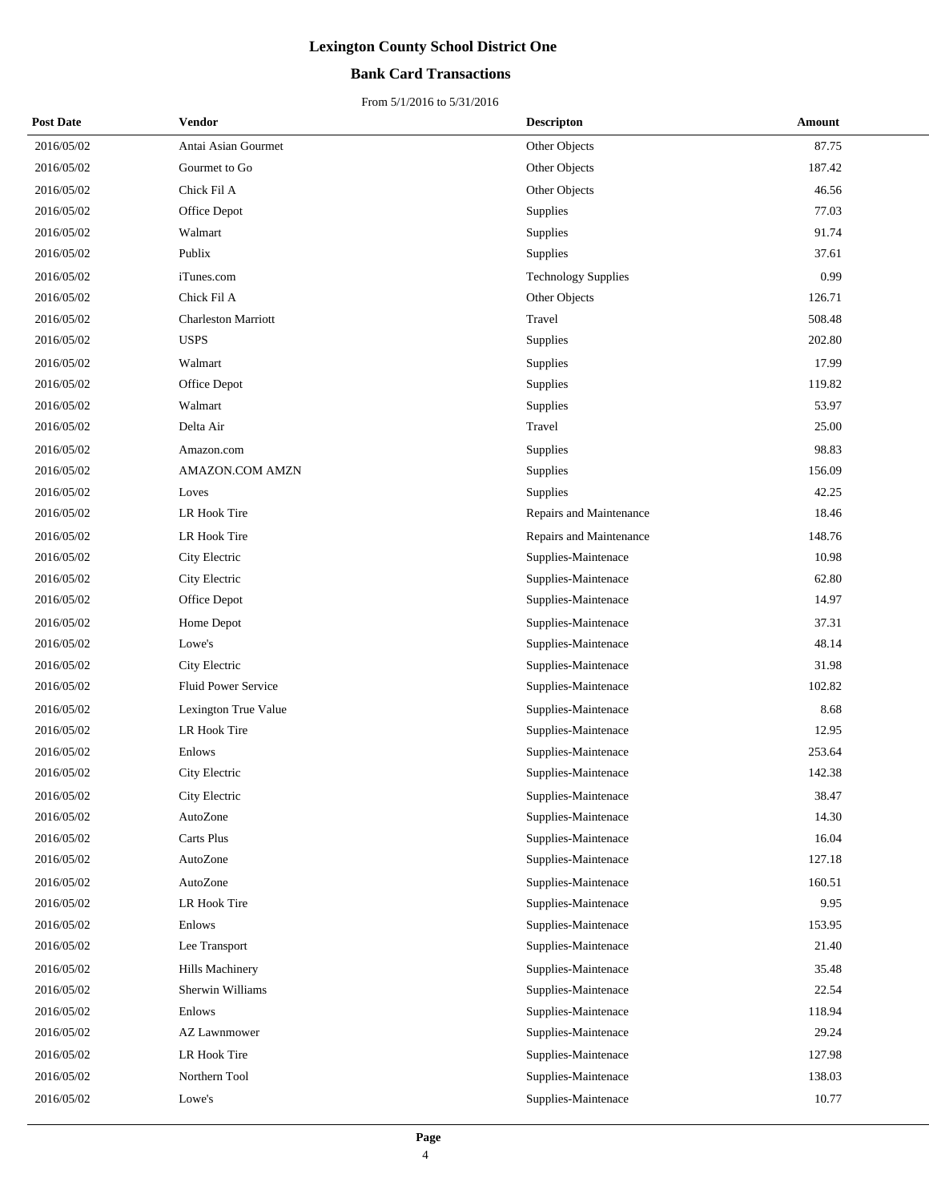# Lexington County School District One

## Bank Card Transactions

From 5/1/2016 to 5/31/2016

| Post Date | Vendor | Descripton | Amount |
|---|---|---|---|
| 2016/05/02 | Antai Asian Gourmet | Other Objects | 87.75 |
| 2016/05/02 | Gourmet to Go | Other Objects | 187.42 |
| 2016/05/02 | Chick Fil A | Other Objects | 46.56 |
| 2016/05/02 | Office Depot | Supplies | 77.03 |
| 2016/05/02 | Walmart | Supplies | 91.74 |
| 2016/05/02 | Publix | Supplies | 37.61 |
| 2016/05/02 | iTunes.com | Technology Supplies | 0.99 |
| 2016/05/02 | Chick Fil A | Other Objects | 126.71 |
| 2016/05/02 | Charleston Marriott | Travel | 508.48 |
| 2016/05/02 | USPS | Supplies | 202.80 |
| 2016/05/02 | Walmart | Supplies | 17.99 |
| 2016/05/02 | Office Depot | Supplies | 119.82 |
| 2016/05/02 | Walmart | Supplies | 53.97 |
| 2016/05/02 | Delta Air | Travel | 25.00 |
| 2016/05/02 | Amazon.com | Supplies | 98.83 |
| 2016/05/02 | AMAZON.COM AMZN | Supplies | 156.09 |
| 2016/05/02 | Loves | Supplies | 42.25 |
| 2016/05/02 | LR Hook Tire | Repairs and Maintenance | 18.46 |
| 2016/05/02 | LR Hook Tire | Repairs and Maintenance | 148.76 |
| 2016/05/02 | City Electric | Supplies-Maintenace | 10.98 |
| 2016/05/02 | City Electric | Supplies-Maintenace | 62.80 |
| 2016/05/02 | Office Depot | Supplies-Maintenace | 14.97 |
| 2016/05/02 | Home Depot | Supplies-Maintenace | 37.31 |
| 2016/05/02 | Lowe's | Supplies-Maintenace | 48.14 |
| 2016/05/02 | City Electric | Supplies-Maintenace | 31.98 |
| 2016/05/02 | Fluid Power Service | Supplies-Maintenace | 102.82 |
| 2016/05/02 | Lexington True Value | Supplies-Maintenace | 8.68 |
| 2016/05/02 | LR Hook Tire | Supplies-Maintenace | 12.95 |
| 2016/05/02 | Enlows | Supplies-Maintenace | 253.64 |
| 2016/05/02 | City Electric | Supplies-Maintenace | 142.38 |
| 2016/05/02 | City Electric | Supplies-Maintenace | 38.47 |
| 2016/05/02 | AutoZone | Supplies-Maintenace | 14.30 |
| 2016/05/02 | Carts Plus | Supplies-Maintenace | 16.04 |
| 2016/05/02 | AutoZone | Supplies-Maintenace | 127.18 |
| 2016/05/02 | AutoZone | Supplies-Maintenace | 160.51 |
| 2016/05/02 | LR Hook Tire | Supplies-Maintenace | 9.95 |
| 2016/05/02 | Enlows | Supplies-Maintenace | 153.95 |
| 2016/05/02 | Lee Transport | Supplies-Maintenace | 21.40 |
| 2016/05/02 | Hills Machinery | Supplies-Maintenace | 35.48 |
| 2016/05/02 | Sherwin Williams | Supplies-Maintenace | 22.54 |
| 2016/05/02 | Enlows | Supplies-Maintenace | 118.94 |
| 2016/05/02 | AZ Lawnmower | Supplies-Maintenace | 29.24 |
| 2016/05/02 | LR Hook Tire | Supplies-Maintenace | 127.98 |
| 2016/05/02 | Northern Tool | Supplies-Maintenace | 138.03 |
| 2016/05/02 | Lowe's | Supplies-Maintenace | 10.77 |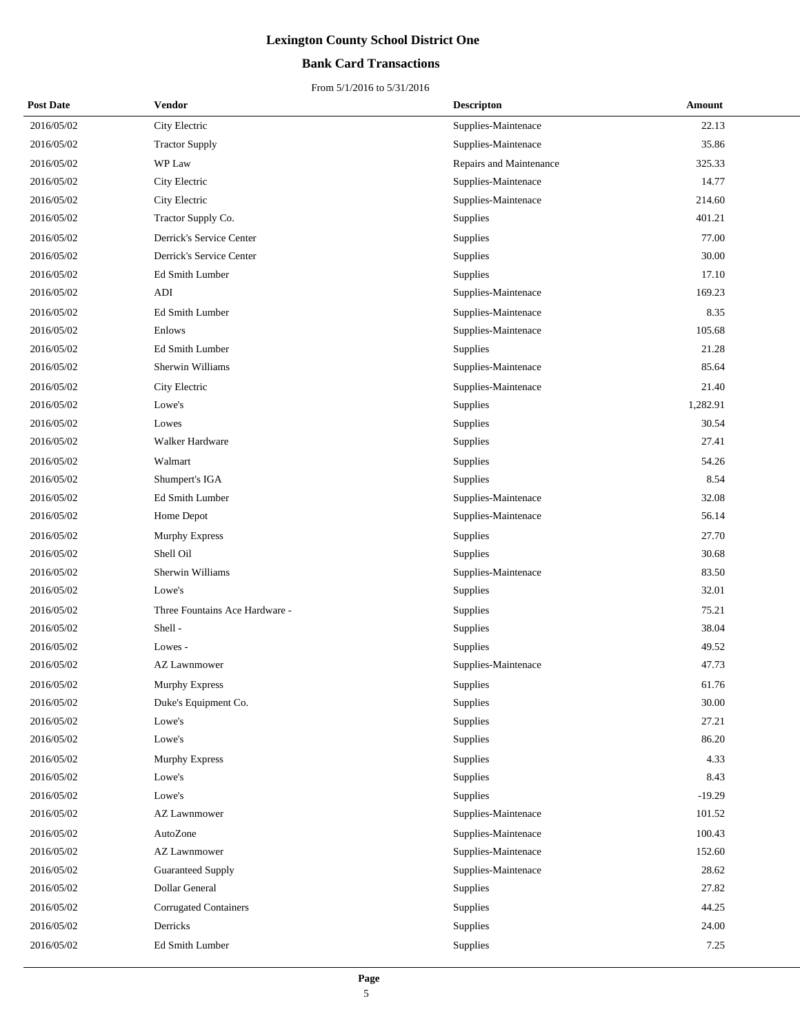# Lexington County School District One

## Bank Card Transactions

From 5/1/2016 to 5/31/2016

| Post Date | Vendor | Descripton | Amount |
|---|---|---|---|
| 2016/05/02 | City Electric | Supplies-Maintenace | 22.13 |
| 2016/05/02 | Tractor Supply | Supplies-Maintenace | 35.86 |
| 2016/05/02 | WP Law | Repairs and Maintenance | 325.33 |
| 2016/05/02 | City Electric | Supplies-Maintenace | 14.77 |
| 2016/05/02 | City Electric | Supplies-Maintenace | 214.60 |
| 2016/05/02 | Tractor Supply Co. | Supplies | 401.21 |
| 2016/05/02 | Derrick's Service Center | Supplies | 77.00 |
| 2016/05/02 | Derrick's Service Center | Supplies | 30.00 |
| 2016/05/02 | Ed Smith Lumber | Supplies | 17.10 |
| 2016/05/02 | ADI | Supplies-Maintenace | 169.23 |
| 2016/05/02 | Ed Smith Lumber | Supplies-Maintenace | 8.35 |
| 2016/05/02 | Enlows | Supplies-Maintenace | 105.68 |
| 2016/05/02 | Ed Smith Lumber | Supplies | 21.28 |
| 2016/05/02 | Sherwin Williams | Supplies-Maintenace | 85.64 |
| 2016/05/02 | City Electric | Supplies-Maintenace | 21.40 |
| 2016/05/02 | Lowe's | Supplies | 1,282.91 |
| 2016/05/02 | Lowes | Supplies | 30.54 |
| 2016/05/02 | Walker Hardware | Supplies | 27.41 |
| 2016/05/02 | Walmart | Supplies | 54.26 |
| 2016/05/02 | Shumpert's IGA | Supplies | 8.54 |
| 2016/05/02 | Ed Smith Lumber | Supplies-Maintenace | 32.08 |
| 2016/05/02 | Home Depot | Supplies-Maintenace | 56.14 |
| 2016/05/02 | Murphy Express | Supplies | 27.70 |
| 2016/05/02 | Shell Oil | Supplies | 30.68 |
| 2016/05/02 | Sherwin Williams | Supplies-Maintenace | 83.50 |
| 2016/05/02 | Lowe's | Supplies | 32.01 |
| 2016/05/02 | Three Fountains Ace Hardware - | Supplies | 75.21 |
| 2016/05/02 | Shell - | Supplies | 38.04 |
| 2016/05/02 | Lowes - | Supplies | 49.52 |
| 2016/05/02 | AZ Lawnmower | Supplies-Maintenace | 47.73 |
| 2016/05/02 | Murphy Express | Supplies | 61.76 |
| 2016/05/02 | Duke's Equipment Co. | Supplies | 30.00 |
| 2016/05/02 | Lowe's | Supplies | 27.21 |
| 2016/05/02 | Lowe's | Supplies | 86.20 |
| 2016/05/02 | Murphy Express | Supplies | 4.33 |
| 2016/05/02 | Lowe's | Supplies | 8.43 |
| 2016/05/02 | Lowe's | Supplies | -19.29 |
| 2016/05/02 | AZ Lawnmower | Supplies-Maintenace | 101.52 |
| 2016/05/02 | AutoZone | Supplies-Maintenace | 100.43 |
| 2016/05/02 | AZ Lawnmower | Supplies-Maintenace | 152.60 |
| 2016/05/02 | Guaranteed Supply | Supplies-Maintenace | 28.62 |
| 2016/05/02 | Dollar General | Supplies | 27.82 |
| 2016/05/02 | Corrugated Containers | Supplies | 44.25 |
| 2016/05/02 | Derricks | Supplies | 24.00 |
| 2016/05/02 | Ed Smith Lumber | Supplies | 7.25 |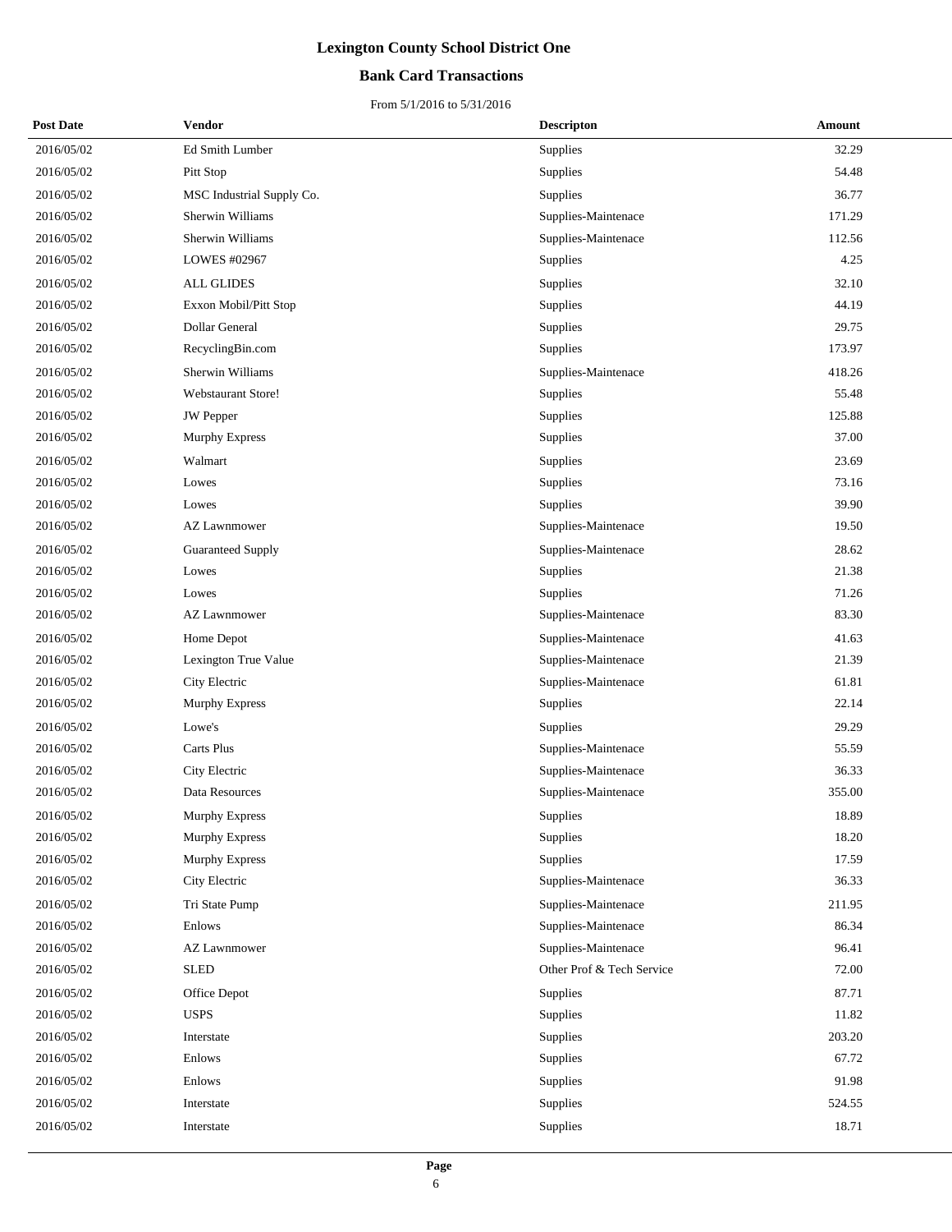# Lexington County School District One

## Bank Card Transactions

From 5/1/2016 to 5/31/2016

| Post Date | Vendor | Descripton | Amount |
|---|---|---|---|
| 2016/05/02 | Ed Smith Lumber | Supplies | 32.29 |
| 2016/05/02 | Pitt Stop | Supplies | 54.48 |
| 2016/05/02 | MSC Industrial Supply Co. | Supplies | 36.77 |
| 2016/05/02 | Sherwin Williams | Supplies-Maintenace | 171.29 |
| 2016/05/02 | Sherwin Williams | Supplies-Maintenace | 112.56 |
| 2016/05/02 | LOWES #02967 | Supplies | 4.25 |
| 2016/05/02 | ALL GLIDES | Supplies | 32.10 |
| 2016/05/02 | Exxon Mobil/Pitt Stop | Supplies | 44.19 |
| 2016/05/02 | Dollar General | Supplies | 29.75 |
| 2016/05/02 | RecyclingBin.com | Supplies | 173.97 |
| 2016/05/02 | Sherwin Williams | Supplies-Maintenace | 418.26 |
| 2016/05/02 | Webstaurant Store! | Supplies | 55.48 |
| 2016/05/02 | JW Pepper | Supplies | 125.88 |
| 2016/05/02 | Murphy Express | Supplies | 37.00 |
| 2016/05/02 | Walmart | Supplies | 23.69 |
| 2016/05/02 | Lowes | Supplies | 73.16 |
| 2016/05/02 | Lowes | Supplies | 39.90 |
| 2016/05/02 | AZ Lawnmower | Supplies-Maintenace | 19.50 |
| 2016/05/02 | Guaranteed Supply | Supplies-Maintenace | 28.62 |
| 2016/05/02 | Lowes | Supplies | 21.38 |
| 2016/05/02 | Lowes | Supplies | 71.26 |
| 2016/05/02 | AZ Lawnmower | Supplies-Maintenace | 83.30 |
| 2016/05/02 | Home Depot | Supplies-Maintenace | 41.63 |
| 2016/05/02 | Lexington True Value | Supplies-Maintenace | 21.39 |
| 2016/05/02 | City Electric | Supplies-Maintenace | 61.81 |
| 2016/05/02 | Murphy Express | Supplies | 22.14 |
| 2016/05/02 | Lowe's | Supplies | 29.29 |
| 2016/05/02 | Carts Plus | Supplies-Maintenace | 55.59 |
| 2016/05/02 | City Electric | Supplies-Maintenace | 36.33 |
| 2016/05/02 | Data Resources | Supplies-Maintenace | 355.00 |
| 2016/05/02 | Murphy Express | Supplies | 18.89 |
| 2016/05/02 | Murphy Express | Supplies | 18.20 |
| 2016/05/02 | Murphy Express | Supplies | 17.59 |
| 2016/05/02 | City Electric | Supplies-Maintenace | 36.33 |
| 2016/05/02 | Tri State Pump | Supplies-Maintenace | 211.95 |
| 2016/05/02 | Enlows | Supplies-Maintenace | 86.34 |
| 2016/05/02 | AZ Lawnmower | Supplies-Maintenace | 96.41 |
| 2016/05/02 | SLED | Other Prof & Tech Service | 72.00 |
| 2016/05/02 | Office Depot | Supplies | 87.71 |
| 2016/05/02 | USPS | Supplies | 11.82 |
| 2016/05/02 | Interstate | Supplies | 203.20 |
| 2016/05/02 | Enlows | Supplies | 67.72 |
| 2016/05/02 | Enlows | Supplies | 91.98 |
| 2016/05/02 | Interstate | Supplies | 524.55 |
| 2016/05/02 | Interstate | Supplies | 18.71 |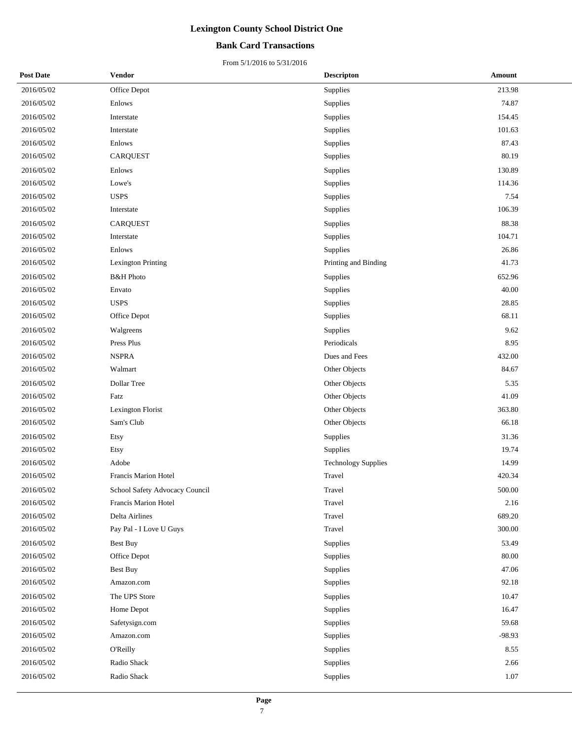# Lexington County School District One

## Bank Card Transactions

From 5/1/2016 to 5/31/2016

| Post Date | Vendor | Descripton | Amount |
|---|---|---|---|
| 2016/05/02 | Office Depot | Supplies | 213.98 |
| 2016/05/02 | Enlows | Supplies | 74.87 |
| 2016/05/02 | Interstate | Supplies | 154.45 |
| 2016/05/02 | Interstate | Supplies | 101.63 |
| 2016/05/02 | Enlows | Supplies | 87.43 |
| 2016/05/02 | CARQUEST | Supplies | 80.19 |
| 2016/05/02 | Enlows | Supplies | 130.89 |
| 2016/05/02 | Lowe's | Supplies | 114.36 |
| 2016/05/02 | USPS | Supplies | 7.54 |
| 2016/05/02 | Interstate | Supplies | 106.39 |
| 2016/05/02 | CARQUEST | Supplies | 88.38 |
| 2016/05/02 | Interstate | Supplies | 104.71 |
| 2016/05/02 | Enlows | Supplies | 26.86 |
| 2016/05/02 | Lexington Printing | Printing and Binding | 41.73 |
| 2016/05/02 | B&H Photo | Supplies | 652.96 |
| 2016/05/02 | Envato | Supplies | 40.00 |
| 2016/05/02 | USPS | Supplies | 28.85 |
| 2016/05/02 | Office Depot | Supplies | 68.11 |
| 2016/05/02 | Walgreens | Supplies | 9.62 |
| 2016/05/02 | Press Plus | Periodicals | 8.95 |
| 2016/05/02 | NSPRA | Dues and Fees | 432.00 |
| 2016/05/02 | Walmart | Other Objects | 84.67 |
| 2016/05/02 | Dollar Tree | Other Objects | 5.35 |
| 2016/05/02 | Fatz | Other Objects | 41.09 |
| 2016/05/02 | Lexington Florist | Other Objects | 363.80 |
| 2016/05/02 | Sam's Club | Other Objects | 66.18 |
| 2016/05/02 | Etsy | Supplies | 31.36 |
| 2016/05/02 | Etsy | Supplies | 19.74 |
| 2016/05/02 | Adobe | Technology Supplies | 14.99 |
| 2016/05/02 | Francis Marion Hotel | Travel | 420.34 |
| 2016/05/02 | School Safety Advocacy Council | Travel | 500.00 |
| 2016/05/02 | Francis Marion Hotel | Travel | 2.16 |
| 2016/05/02 | Delta Airlines | Travel | 689.20 |
| 2016/05/02 | Pay Pal - I Love U Guys | Travel | 300.00 |
| 2016/05/02 | Best Buy | Supplies | 53.49 |
| 2016/05/02 | Office Depot | Supplies | 80.00 |
| 2016/05/02 | Best Buy | Supplies | 47.06 |
| 2016/05/02 | Amazon.com | Supplies | 92.18 |
| 2016/05/02 | The UPS Store | Supplies | 10.47 |
| 2016/05/02 | Home Depot | Supplies | 16.47 |
| 2016/05/02 | Safetysign.com | Supplies | 59.68 |
| 2016/05/02 | Amazon.com | Supplies | -98.93 |
| 2016/05/02 | O'Reilly | Supplies | 8.55 |
| 2016/05/02 | Radio Shack | Supplies | 2.66 |
| 2016/05/02 | Radio Shack | Supplies | 1.07 |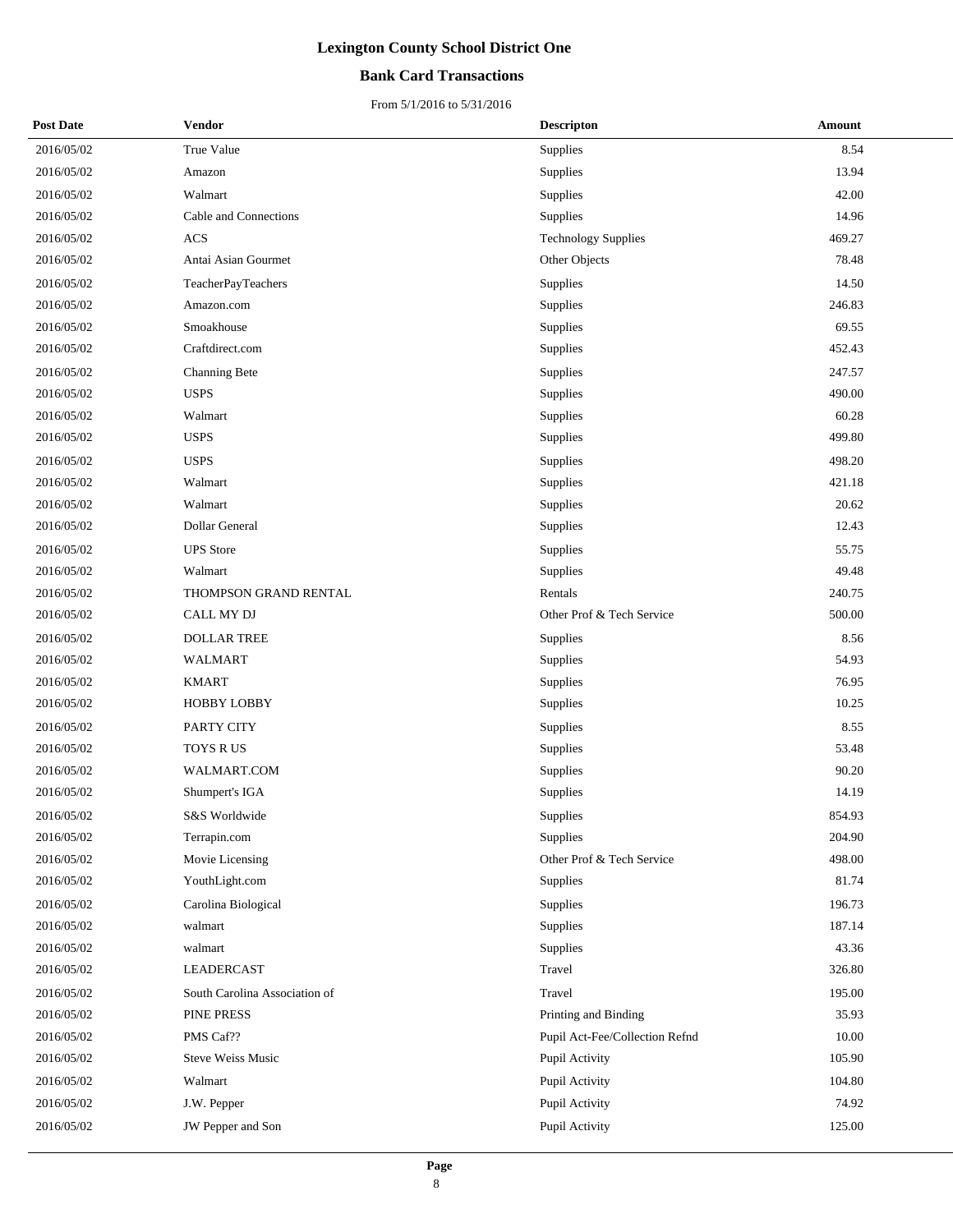# Lexington County School District One

## Bank Card Transactions

From 5/1/2016 to 5/31/2016

| Post Date | Vendor | Descripton | Amount |
|---|---|---|---|
| 2016/05/02 | True Value | Supplies | 8.54 |
| 2016/05/02 | Amazon | Supplies | 13.94 |
| 2016/05/02 | Walmart | Supplies | 42.00 |
| 2016/05/02 | Cable and Connections | Supplies | 14.96 |
| 2016/05/02 | ACS | Technology Supplies | 469.27 |
| 2016/05/02 | Antai Asian Gourmet | Other Objects | 78.48 |
| 2016/05/02 | TeacherPayTeachers | Supplies | 14.50 |
| 2016/05/02 | Amazon.com | Supplies | 246.83 |
| 2016/05/02 | Smoakhouse | Supplies | 69.55 |
| 2016/05/02 | Craftdirect.com | Supplies | 452.43 |
| 2016/05/02 | Channing Bete | Supplies | 247.57 |
| 2016/05/02 | USPS | Supplies | 490.00 |
| 2016/05/02 | Walmart | Supplies | 60.28 |
| 2016/05/02 | USPS | Supplies | 499.80 |
| 2016/05/02 | USPS | Supplies | 498.20 |
| 2016/05/02 | Walmart | Supplies | 421.18 |
| 2016/05/02 | Walmart | Supplies | 20.62 |
| 2016/05/02 | Dollar General | Supplies | 12.43 |
| 2016/05/02 | UPS Store | Supplies | 55.75 |
| 2016/05/02 | Walmart | Supplies | 49.48 |
| 2016/05/02 | THOMPSON GRAND RENTAL | Rentals | 240.75 |
| 2016/05/02 | CALL MY DJ | Other Prof & Tech Service | 500.00 |
| 2016/05/02 | DOLLAR TREE | Supplies | 8.56 |
| 2016/05/02 | WALMART | Supplies | 54.93 |
| 2016/05/02 | KMART | Supplies | 76.95 |
| 2016/05/02 | HOBBY LOBBY | Supplies | 10.25 |
| 2016/05/02 | PARTY CITY | Supplies | 8.55 |
| 2016/05/02 | TOYS R US | Supplies | 53.48 |
| 2016/05/02 | WALMART.COM | Supplies | 90.20 |
| 2016/05/02 | Shumpert's IGA | Supplies | 14.19 |
| 2016/05/02 | S&S Worldwide | Supplies | 854.93 |
| 2016/05/02 | Terrapin.com | Supplies | 204.90 |
| 2016/05/02 | Movie Licensing | Other Prof & Tech Service | 498.00 |
| 2016/05/02 | YouthLight.com | Supplies | 81.74 |
| 2016/05/02 | Carolina Biological | Supplies | 196.73 |
| 2016/05/02 | walmart | Supplies | 187.14 |
| 2016/05/02 | walmart | Supplies | 43.36 |
| 2016/05/02 | LEADERCAST | Travel | 326.80 |
| 2016/05/02 | South Carolina Association of | Travel | 195.00 |
| 2016/05/02 | PINE PRESS | Printing and Binding | 35.93 |
| 2016/05/02 | PMS Caf?? | Pupil Act-Fee/Collection Refnd | 10.00 |
| 2016/05/02 | Steve Weiss Music | Pupil Activity | 105.90 |
| 2016/05/02 | Walmart | Pupil Activity | 104.80 |
| 2016/05/02 | J.W. Pepper | Pupil Activity | 74.92 |
| 2016/05/02 | JW Pepper and Son | Pupil Activity | 125.00 |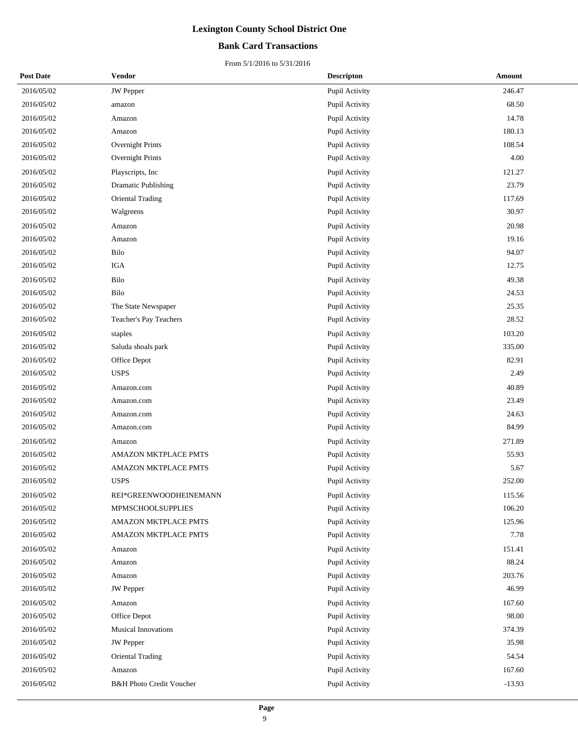# Lexington County School District One

## Bank Card Transactions

From 5/1/2016 to 5/31/2016

| Post Date | Vendor | Descripton | Amount |
|---|---|---|---|
| 2016/05/02 | JW Pepper | Pupil Activity | 246.47 |
| 2016/05/02 | amazon | Pupil Activity | 68.50 |
| 2016/05/02 | Amazon | Pupil Activity | 14.78 |
| 2016/05/02 | Amazon | Pupil Activity | 180.13 |
| 2016/05/02 | Overnight Prints | Pupil Activity | 108.54 |
| 2016/05/02 | Overnight Prints | Pupil Activity | 4.00 |
| 2016/05/02 | Playscripts, Inc | Pupil Activity | 121.27 |
| 2016/05/02 | Dramatic Publishing | Pupil Activity | 23.79 |
| 2016/05/02 | Oriental Trading | Pupil Activity | 117.69 |
| 2016/05/02 | Walgreens | Pupil Activity | 30.97 |
| 2016/05/02 | Amazon | Pupil Activity | 20.98 |
| 2016/05/02 | Amazon | Pupil Activity | 19.16 |
| 2016/05/02 | Bilo | Pupil Activity | 94.07 |
| 2016/05/02 | IGA | Pupil Activity | 12.75 |
| 2016/05/02 | Bilo | Pupil Activity | 49.38 |
| 2016/05/02 | Bilo | Pupil Activity | 24.53 |
| 2016/05/02 | The State Newspaper | Pupil Activity | 25.35 |
| 2016/05/02 | Teacher's Pay Teachers | Pupil Activity | 28.52 |
| 2016/05/02 | staples | Pupil Activity | 103.20 |
| 2016/05/02 | Saluda shoals park | Pupil Activity | 335.00 |
| 2016/05/02 | Office Depot | Pupil Activity | 82.91 |
| 2016/05/02 | USPS | Pupil Activity | 2.49 |
| 2016/05/02 | Amazon.com | Pupil Activity | 40.89 |
| 2016/05/02 | Amazon.com | Pupil Activity | 23.49 |
| 2016/05/02 | Amazon.com | Pupil Activity | 24.63 |
| 2016/05/02 | Amazon.com | Pupil Activity | 84.99 |
| 2016/05/02 | Amazon | Pupil Activity | 271.89 |
| 2016/05/02 | AMAZON MKTPLACE PMTS | Pupil Activity | 55.93 |
| 2016/05/02 | AMAZON MKTPLACE PMTS | Pupil Activity | 5.67 |
| 2016/05/02 | USPS | Pupil Activity | 252.00 |
| 2016/05/02 | REI*GREENWOODHEINEMANN | Pupil Activity | 115.56 |
| 2016/05/02 | MPMSCHOOLSUPPLIES | Pupil Activity | 106.20 |
| 2016/05/02 | AMAZON MKTPLACE PMTS | Pupil Activity | 125.96 |
| 2016/05/02 | AMAZON MKTPLACE PMTS | Pupil Activity | 7.78 |
| 2016/05/02 | Amazon | Pupil Activity | 151.41 |
| 2016/05/02 | Amazon | Pupil Activity | 88.24 |
| 2016/05/02 | Amazon | Pupil Activity | 203.76 |
| 2016/05/02 | JW Pepper | Pupil Activity | 46.99 |
| 2016/05/02 | Amazon | Pupil Activity | 167.60 |
| 2016/05/02 | Office Depot | Pupil Activity | 98.00 |
| 2016/05/02 | Musical Innovations | Pupil Activity | 374.39 |
| 2016/05/02 | JW Pepper | Pupil Activity | 35.98 |
| 2016/05/02 | Oriental Trading | Pupil Activity | 54.54 |
| 2016/05/02 | Amazon | Pupil Activity | 167.60 |
| 2016/05/02 | B&H Photo Credit Voucher | Pupil Activity | -13.93 |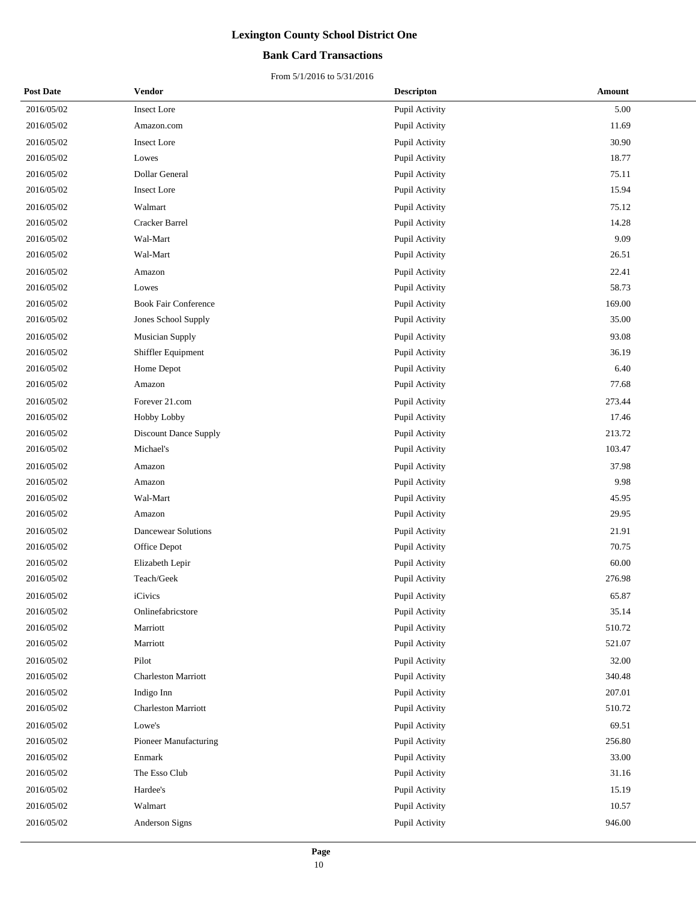# Lexington County School District One

## Bank Card Transactions

From 5/1/2016 to 5/31/2016

| Post Date | Vendor | Descripton | Amount |
|---|---|---|---|
| 2016/05/02 | Insect Lore | Pupil Activity | 5.00 |
| 2016/05/02 | Amazon.com | Pupil Activity | 11.69 |
| 2016/05/02 | Insect Lore | Pupil Activity | 30.90 |
| 2016/05/02 | Lowes | Pupil Activity | 18.77 |
| 2016/05/02 | Dollar General | Pupil Activity | 75.11 |
| 2016/05/02 | Insect Lore | Pupil Activity | 15.94 |
| 2016/05/02 | Walmart | Pupil Activity | 75.12 |
| 2016/05/02 | Cracker Barrel | Pupil Activity | 14.28 |
| 2016/05/02 | Wal-Mart | Pupil Activity | 9.09 |
| 2016/05/02 | Wal-Mart | Pupil Activity | 26.51 |
| 2016/05/02 | Amazon | Pupil Activity | 22.41 |
| 2016/05/02 | Lowes | Pupil Activity | 58.73 |
| 2016/05/02 | Book Fair Conference | Pupil Activity | 169.00 |
| 2016/05/02 | Jones School Supply | Pupil Activity | 35.00 |
| 2016/05/02 | Musician Supply | Pupil Activity | 93.08 |
| 2016/05/02 | Shiffler Equipment | Pupil Activity | 36.19 |
| 2016/05/02 | Home Depot | Pupil Activity | 6.40 |
| 2016/05/02 | Amazon | Pupil Activity | 77.68 |
| 2016/05/02 | Forever 21.com | Pupil Activity | 273.44 |
| 2016/05/02 | Hobby Lobby | Pupil Activity | 17.46 |
| 2016/05/02 | Discount Dance Supply | Pupil Activity | 213.72 |
| 2016/05/02 | Michael's | Pupil Activity | 103.47 |
| 2016/05/02 | Amazon | Pupil Activity | 37.98 |
| 2016/05/02 | Amazon | Pupil Activity | 9.98 |
| 2016/05/02 | Wal-Mart | Pupil Activity | 45.95 |
| 2016/05/02 | Amazon | Pupil Activity | 29.95 |
| 2016/05/02 | Dancewear Solutions | Pupil Activity | 21.91 |
| 2016/05/02 | Office Depot | Pupil Activity | 70.75 |
| 2016/05/02 | Elizabeth Lepir | Pupil Activity | 60.00 |
| 2016/05/02 | Teach/Geek | Pupil Activity | 276.98 |
| 2016/05/02 | iCivics | Pupil Activity | 65.87 |
| 2016/05/02 | Onlinefabricstore | Pupil Activity | 35.14 |
| 2016/05/02 | Marriott | Pupil Activity | 510.72 |
| 2016/05/02 | Marriott | Pupil Activity | 521.07 |
| 2016/05/02 | Pilot | Pupil Activity | 32.00 |
| 2016/05/02 | Charleston Marriott | Pupil Activity | 340.48 |
| 2016/05/02 | Indigo Inn | Pupil Activity | 207.01 |
| 2016/05/02 | Charleston Marriott | Pupil Activity | 510.72 |
| 2016/05/02 | Lowe's | Pupil Activity | 69.51 |
| 2016/05/02 | Pioneer Manufacturing | Pupil Activity | 256.80 |
| 2016/05/02 | Enmark | Pupil Activity | 33.00 |
| 2016/05/02 | The Esso Club | Pupil Activity | 31.16 |
| 2016/05/02 | Hardee's | Pupil Activity | 15.19 |
| 2016/05/02 | Walmart | Pupil Activity | 10.57 |
| 2016/05/02 | Anderson Signs | Pupil Activity | 946.00 |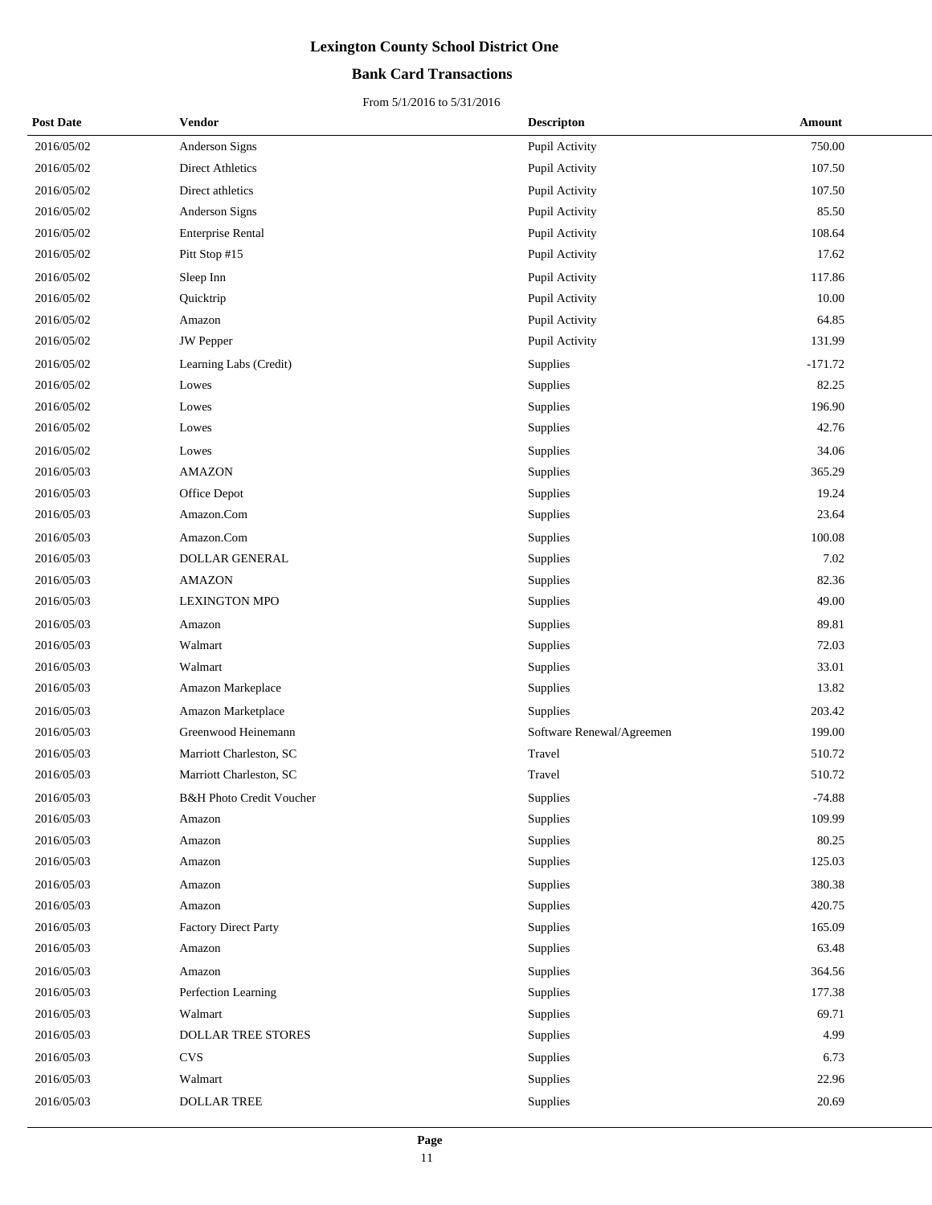# Lexington County School District One

## Bank Card Transactions

From 5/1/2016 to 5/31/2016

| Post Date | Vendor | Descripton | Amount |
|---|---|---|---|
| 2016/05/02 | Anderson Signs | Pupil Activity | 750.00 |
| 2016/05/02 | Direct Athletics | Pupil Activity | 107.50 |
| 2016/05/02 | Direct athletics | Pupil Activity | 107.50 |
| 2016/05/02 | Anderson Signs | Pupil Activity | 85.50 |
| 2016/05/02 | Enterprise Rental | Pupil Activity | 108.64 |
| 2016/05/02 | Pitt Stop #15 | Pupil Activity | 17.62 |
| 2016/05/02 | Sleep Inn | Pupil Activity | 117.86 |
| 2016/05/02 | Quicktrip | Pupil Activity | 10.00 |
| 2016/05/02 | Amazon | Pupil Activity | 64.85 |
| 2016/05/02 | JW Pepper | Pupil Activity | 131.99 |
| 2016/05/02 | Learning Labs (Credit) | Supplies | -171.72 |
| 2016/05/02 | Lowes | Supplies | 82.25 |
| 2016/05/02 | Lowes | Supplies | 196.90 |
| 2016/05/02 | Lowes | Supplies | 42.76 |
| 2016/05/02 | Lowes | Supplies | 34.06 |
| 2016/05/03 | AMAZON | Supplies | 365.29 |
| 2016/05/03 | Office Depot | Supplies | 19.24 |
| 2016/05/03 | Amazon.Com | Supplies | 23.64 |
| 2016/05/03 | Amazon.Com | Supplies | 100.08 |
| 2016/05/03 | DOLLAR GENERAL | Supplies | 7.02 |
| 2016/05/03 | AMAZON | Supplies | 82.36 |
| 2016/05/03 | LEXINGTON MPO | Supplies | 49.00 |
| 2016/05/03 | Amazon | Supplies | 89.81 |
| 2016/05/03 | Walmart | Supplies | 72.03 |
| 2016/05/03 | Walmart | Supplies | 33.01 |
| 2016/05/03 | Amazon Markeplace | Supplies | 13.82 |
| 2016/05/03 | Amazon Marketplace | Supplies | 203.42 |
| 2016/05/03 | Greenwood Heinemann | Software Renewal/Agreemen | 199.00 |
| 2016/05/03 | Marriott Charleston, SC | Travel | 510.72 |
| 2016/05/03 | Marriott Charleston, SC | Travel | 510.72 |
| 2016/05/03 | B&H Photo Credit Voucher | Supplies | -74.88 |
| 2016/05/03 | Amazon | Supplies | 109.99 |
| 2016/05/03 | Amazon | Supplies | 80.25 |
| 2016/05/03 | Amazon | Supplies | 125.03 |
| 2016/05/03 | Amazon | Supplies | 380.38 |
| 2016/05/03 | Amazon | Supplies | 420.75 |
| 2016/05/03 | Factory Direct Party | Supplies | 165.09 |
| 2016/05/03 | Amazon | Supplies | 63.48 |
| 2016/05/03 | Amazon | Supplies | 364.56 |
| 2016/05/03 | Perfection Learning | Supplies | 177.38 |
| 2016/05/03 | Walmart | Supplies | 69.71 |
| 2016/05/03 | DOLLAR TREE STORES | Supplies | 4.99 |
| 2016/05/03 | CVS | Supplies | 6.73 |
| 2016/05/03 | Walmart | Supplies | 22.96 |
| 2016/05/03 | DOLLAR TREE | Supplies | 20.69 |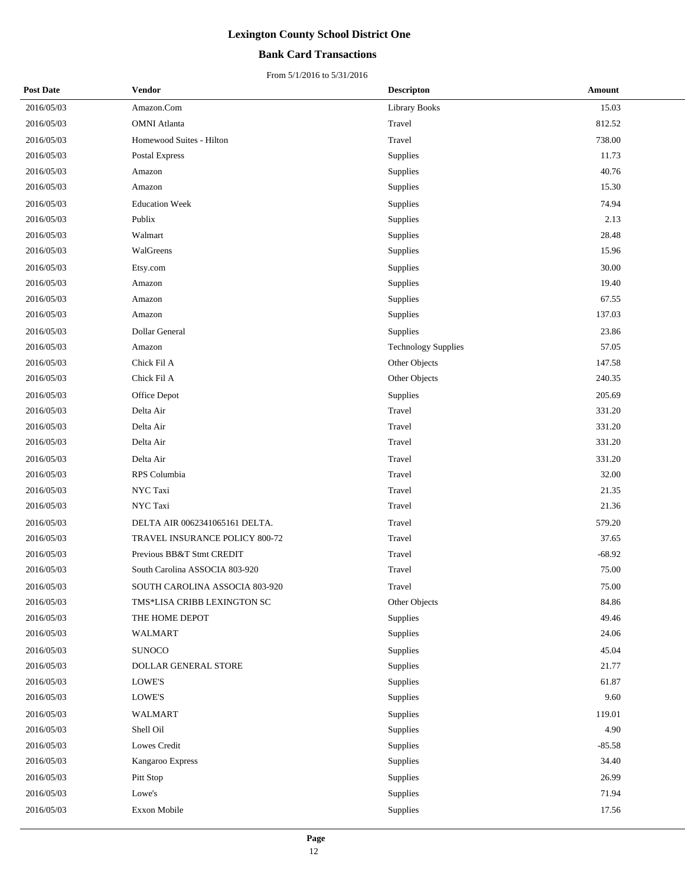# Lexington County School District One

## Bank Card Transactions

From 5/1/2016 to 5/31/2016

| Post Date | Vendor | Descripton | Amount |
|---|---|---|---|
| 2016/05/03 | Amazon.Com | Library Books | 15.03 |
| 2016/05/03 | OMNI Atlanta | Travel | 812.52 |
| 2016/05/03 | Homewood Suites - Hilton | Travel | 738.00 |
| 2016/05/03 | Postal Express | Supplies | 11.73 |
| 2016/05/03 | Amazon | Supplies | 40.76 |
| 2016/05/03 | Amazon | Supplies | 15.30 |
| 2016/05/03 | Education Week | Supplies | 74.94 |
| 2016/05/03 | Publix | Supplies | 2.13 |
| 2016/05/03 | Walmart | Supplies | 28.48 |
| 2016/05/03 | WalGreens | Supplies | 15.96 |
| 2016/05/03 | Etsy.com | Supplies | 30.00 |
| 2016/05/03 | Amazon | Supplies | 19.40 |
| 2016/05/03 | Amazon | Supplies | 67.55 |
| 2016/05/03 | Amazon | Supplies | 137.03 |
| 2016/05/03 | Dollar General | Supplies | 23.86 |
| 2016/05/03 | Amazon | Technology Supplies | 57.05 |
| 2016/05/03 | Chick Fil A | Other Objects | 147.58 |
| 2016/05/03 | Chick Fil A | Other Objects | 240.35 |
| 2016/05/03 | Office Depot | Supplies | 205.69 |
| 2016/05/03 | Delta Air | Travel | 331.20 |
| 2016/05/03 | Delta Air | Travel | 331.20 |
| 2016/05/03 | Delta Air | Travel | 331.20 |
| 2016/05/03 | Delta Air | Travel | 331.20 |
| 2016/05/03 | RPS Columbia | Travel | 32.00 |
| 2016/05/03 | NYC Taxi | Travel | 21.35 |
| 2016/05/03 | NYC Taxi | Travel | 21.36 |
| 2016/05/03 | DELTA AIR 0062341065161 DELTA. | Travel | 579.20 |
| 2016/05/03 | TRAVEL INSURANCE POLICY 800-72 | Travel | 37.65 |
| 2016/05/03 | Previous BB&T Stmt CREDIT | Travel | -68.92 |
| 2016/05/03 | South Carolina ASSOCIA 803-920 | Travel | 75.00 |
| 2016/05/03 | SOUTH CAROLINA ASSOCIA 803-920 | Travel | 75.00 |
| 2016/05/03 | TMS*LISA CRIBB LEXINGTON SC | Other Objects | 84.86 |
| 2016/05/03 | THE HOME DEPOT | Supplies | 49.46 |
| 2016/05/03 | WALMART | Supplies | 24.06 |
| 2016/05/03 | SUNOCO | Supplies | 45.04 |
| 2016/05/03 | DOLLAR GENERAL STORE | Supplies | 21.77 |
| 2016/05/03 | LOWE'S | Supplies | 61.87 |
| 2016/05/03 | LOWE'S | Supplies | 9.60 |
| 2016/05/03 | WALMART | Supplies | 119.01 |
| 2016/05/03 | Shell Oil | Supplies | 4.90 |
| 2016/05/03 | Lowes Credit | Supplies | -85.58 |
| 2016/05/03 | Kangaroo Express | Supplies | 34.40 |
| 2016/05/03 | Pitt Stop | Supplies | 26.99 |
| 2016/05/03 | Lowe's | Supplies | 71.94 |
| 2016/05/03 | Exxon Mobile | Supplies | 17.56 |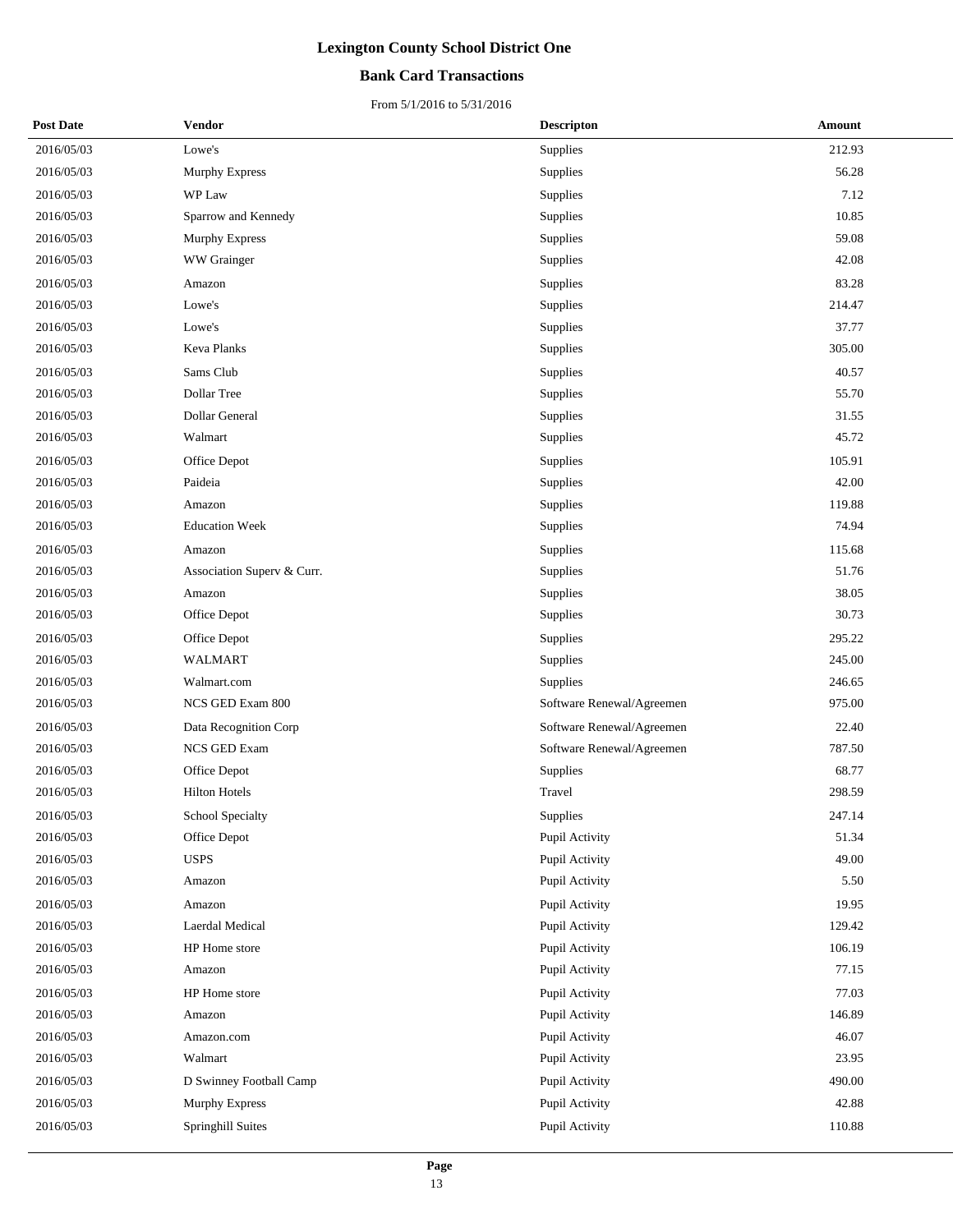# Lexington County School District One

## Bank Card Transactions

From 5/1/2016 to 5/31/2016

| Post Date | Vendor | Descripton | Amount |
|---|---|---|---|
| 2016/05/03 | Lowe's | Supplies | 212.93 |
| 2016/05/03 | Murphy Express | Supplies | 56.28 |
| 2016/05/03 | WP Law | Supplies | 7.12 |
| 2016/05/03 | Sparrow and Kennedy | Supplies | 10.85 |
| 2016/05/03 | Murphy Express | Supplies | 59.08 |
| 2016/05/03 | WW Grainger | Supplies | 42.08 |
| 2016/05/03 | Amazon | Supplies | 83.28 |
| 2016/05/03 | Lowe's | Supplies | 214.47 |
| 2016/05/03 | Lowe's | Supplies | 37.77 |
| 2016/05/03 | Keva Planks | Supplies | 305.00 |
| 2016/05/03 | Sams Club | Supplies | 40.57 |
| 2016/05/03 | Dollar Tree | Supplies | 55.70 |
| 2016/05/03 | Dollar General | Supplies | 31.55 |
| 2016/05/03 | Walmart | Supplies | 45.72 |
| 2016/05/03 | Office Depot | Supplies | 105.91 |
| 2016/05/03 | Paideia | Supplies | 42.00 |
| 2016/05/03 | Amazon | Supplies | 119.88 |
| 2016/05/03 | Education Week | Supplies | 74.94 |
| 2016/05/03 | Amazon | Supplies | 115.68 |
| 2016/05/03 | Association Superv & Curr. | Supplies | 51.76 |
| 2016/05/03 | Amazon | Supplies | 38.05 |
| 2016/05/03 | Office Depot | Supplies | 30.73 |
| 2016/05/03 | Office Depot | Supplies | 295.22 |
| 2016/05/03 | WALMART | Supplies | 245.00 |
| 2016/05/03 | Walmart.com | Supplies | 246.65 |
| 2016/05/03 | NCS GED Exam 800 | Software Renewal/Agreemen | 975.00 |
| 2016/05/03 | Data Recognition Corp | Software Renewal/Agreemen | 22.40 |
| 2016/05/03 | NCS GED Exam | Software Renewal/Agreemen | 787.50 |
| 2016/05/03 | Office Depot | Supplies | 68.77 |
| 2016/05/03 | Hilton Hotels | Travel | 298.59 |
| 2016/05/03 | School Specialty | Supplies | 247.14 |
| 2016/05/03 | Office Depot | Pupil Activity | 51.34 |
| 2016/05/03 | USPS | Pupil Activity | 49.00 |
| 2016/05/03 | Amazon | Pupil Activity | 5.50 |
| 2016/05/03 | Amazon | Pupil Activity | 19.95 |
| 2016/05/03 | Laerdal Medical | Pupil Activity | 129.42 |
| 2016/05/03 | HP Home store | Pupil Activity | 106.19 |
| 2016/05/03 | Amazon | Pupil Activity | 77.15 |
| 2016/05/03 | HP Home store | Pupil Activity | 77.03 |
| 2016/05/03 | Amazon | Pupil Activity | 146.89 |
| 2016/05/03 | Amazon.com | Pupil Activity | 46.07 |
| 2016/05/03 | Walmart | Pupil Activity | 23.95 |
| 2016/05/03 | D Swinney Football Camp | Pupil Activity | 490.00 |
| 2016/05/03 | Murphy Express | Pupil Activity | 42.88 |
| 2016/05/03 | Springhill Suites | Pupil Activity | 110.88 |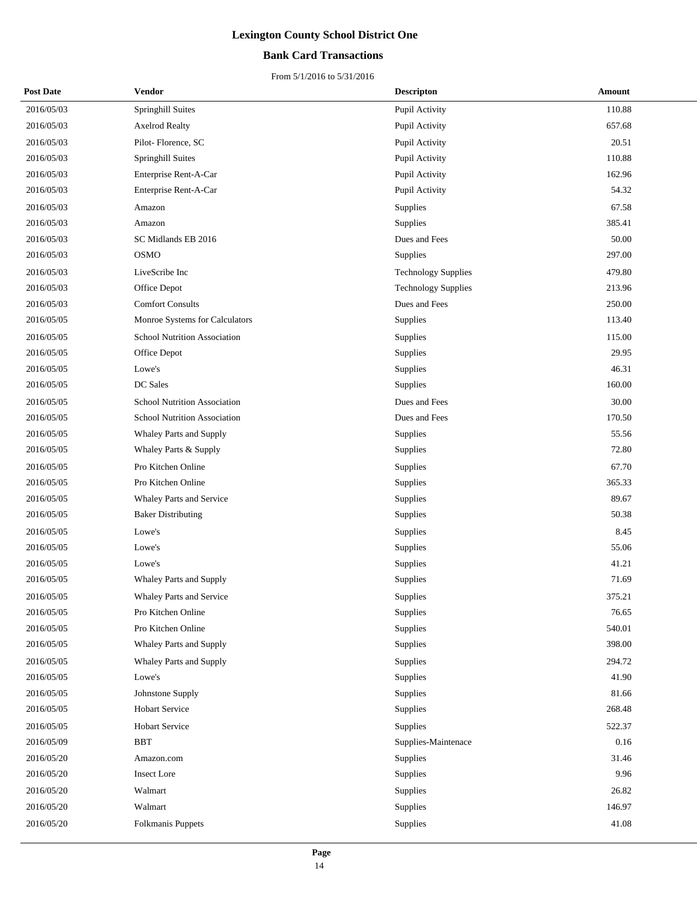# Lexington County School District One

## Bank Card Transactions

From 5/1/2016 to 5/31/2016

| Post Date | Vendor | Descripton | Amount |
|---|---|---|---|
| 2016/05/03 | Springhill Suites | Pupil Activity | 110.88 |
| 2016/05/03 | Axelrod Realty | Pupil Activity | 657.68 |
| 2016/05/03 | Pilot- Florence, SC | Pupil Activity | 20.51 |
| 2016/05/03 | Springhill Suites | Pupil Activity | 110.88 |
| 2016/05/03 | Enterprise Rent-A-Car | Pupil Activity | 162.96 |
| 2016/05/03 | Enterprise Rent-A-Car | Pupil Activity | 54.32 |
| 2016/05/03 | Amazon | Supplies | 67.58 |
| 2016/05/03 | Amazon | Supplies | 385.41 |
| 2016/05/03 | SC Midlands EB 2016 | Dues and Fees | 50.00 |
| 2016/05/03 | OSMO | Supplies | 297.00 |
| 2016/05/03 | LiveScribe Inc | Technology Supplies | 479.80 |
| 2016/05/03 | Office Depot | Technology Supplies | 213.96 |
| 2016/05/03 | Comfort Consults | Dues and Fees | 250.00 |
| 2016/05/05 | Monroe Systems for Calculators | Supplies | 113.40 |
| 2016/05/05 | School Nutrition Association | Supplies | 115.00 |
| 2016/05/05 | Office Depot | Supplies | 29.95 |
| 2016/05/05 | Lowe's | Supplies | 46.31 |
| 2016/05/05 | DC Sales | Supplies | 160.00 |
| 2016/05/05 | School Nutrition Association | Dues and Fees | 30.00 |
| 2016/05/05 | School Nutrition Association | Dues and Fees | 170.50 |
| 2016/05/05 | Whaley Parts and Supply | Supplies | 55.56 |
| 2016/05/05 | Whaley Parts & Supply | Supplies | 72.80 |
| 2016/05/05 | Pro Kitchen Online | Supplies | 67.70 |
| 2016/05/05 | Pro Kitchen Online | Supplies | 365.33 |
| 2016/05/05 | Whaley Parts and Service | Supplies | 89.67 |
| 2016/05/05 | Baker Distributing | Supplies | 50.38 |
| 2016/05/05 | Lowe's | Supplies | 8.45 |
| 2016/05/05 | Lowe's | Supplies | 55.06 |
| 2016/05/05 | Lowe's | Supplies | 41.21 |
| 2016/05/05 | Whaley Parts and Supply | Supplies | 71.69 |
| 2016/05/05 | Whaley Parts and Service | Supplies | 375.21 |
| 2016/05/05 | Pro Kitchen Online | Supplies | 76.65 |
| 2016/05/05 | Pro Kitchen Online | Supplies | 540.01 |
| 2016/05/05 | Whaley Parts and Supply | Supplies | 398.00 |
| 2016/05/05 | Whaley Parts and Supply | Supplies | 294.72 |
| 2016/05/05 | Lowe's | Supplies | 41.90 |
| 2016/05/05 | Johnstone Supply | Supplies | 81.66 |
| 2016/05/05 | Hobart Service | Supplies | 268.48 |
| 2016/05/05 | Hobart Service | Supplies | 522.37 |
| 2016/05/09 | BBT | Supplies-Maintenace | 0.16 |
| 2016/05/20 | Amazon.com | Supplies | 31.46 |
| 2016/05/20 | Insect Lore | Supplies | 9.96 |
| 2016/05/20 | Walmart | Supplies | 26.82 |
| 2016/05/20 | Walmart | Supplies | 146.97 |
| 2016/05/20 | Folkmanis Puppets | Supplies | 41.08 |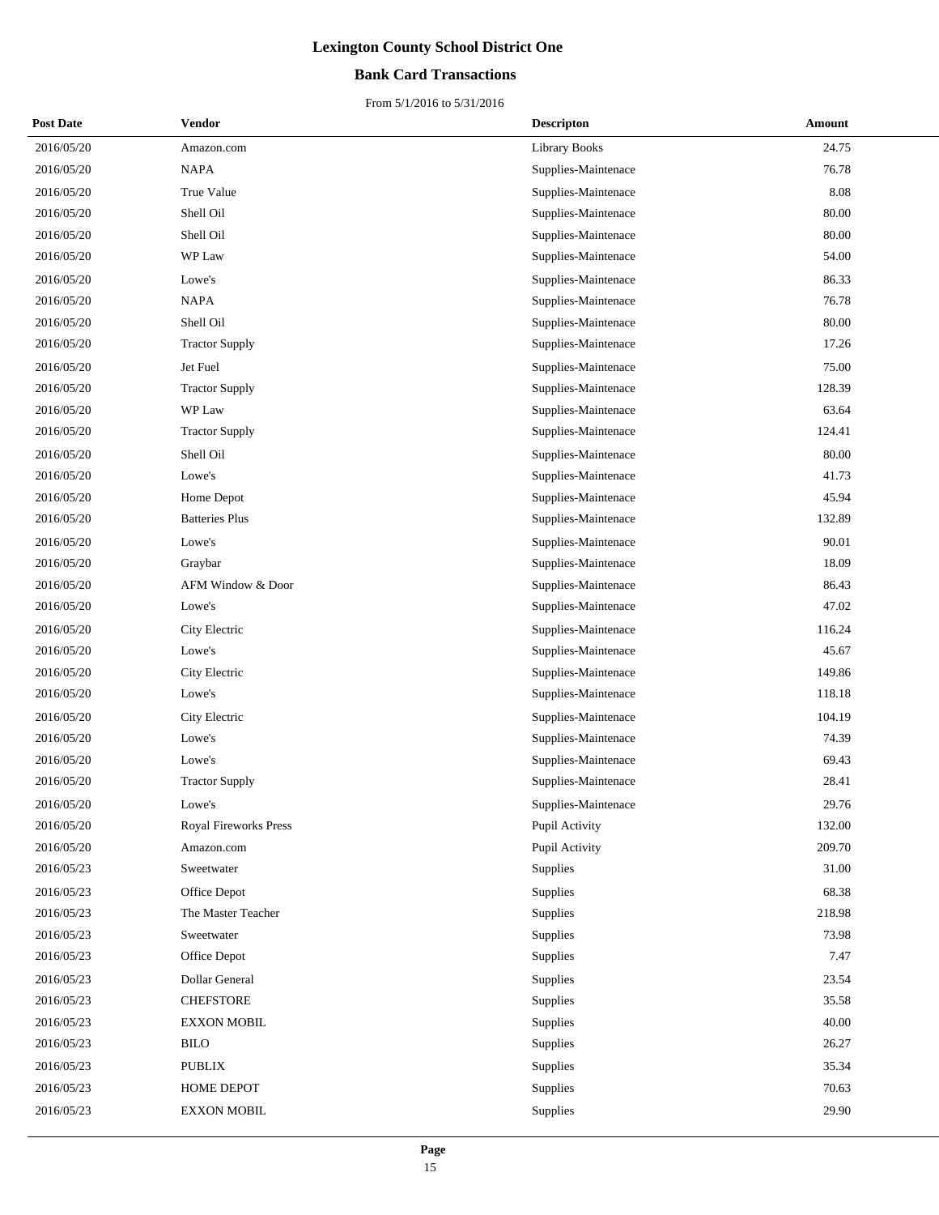# Lexington County School District One

## Bank Card Transactions

From 5/1/2016 to 5/31/2016

| Post Date | Vendor | Descripton | Amount |
|---|---|---|---|
| 2016/05/20 | Amazon.com | Library Books | 24.75 |
| 2016/05/20 | NAPA | Supplies-Maintenace | 76.78 |
| 2016/05/20 | True Value | Supplies-Maintenace | 8.08 |
| 2016/05/20 | Shell Oil | Supplies-Maintenace | 80.00 |
| 2016/05/20 | Shell Oil | Supplies-Maintenace | 80.00 |
| 2016/05/20 | WP Law | Supplies-Maintenace | 54.00 |
| 2016/05/20 | Lowe's | Supplies-Maintenace | 86.33 |
| 2016/05/20 | NAPA | Supplies-Maintenace | 76.78 |
| 2016/05/20 | Shell Oil | Supplies-Maintenace | 80.00 |
| 2016/05/20 | Tractor Supply | Supplies-Maintenace | 17.26 |
| 2016/05/20 | Jet Fuel | Supplies-Maintenace | 75.00 |
| 2016/05/20 | Tractor Supply | Supplies-Maintenace | 128.39 |
| 2016/05/20 | WP Law | Supplies-Maintenace | 63.64 |
| 2016/05/20 | Tractor Supply | Supplies-Maintenace | 124.41 |
| 2016/05/20 | Shell Oil | Supplies-Maintenace | 80.00 |
| 2016/05/20 | Lowe's | Supplies-Maintenace | 41.73 |
| 2016/05/20 | Home Depot | Supplies-Maintenace | 45.94 |
| 2016/05/20 | Batteries Plus | Supplies-Maintenace | 132.89 |
| 2016/05/20 | Lowe's | Supplies-Maintenace | 90.01 |
| 2016/05/20 | Graybar | Supplies-Maintenace | 18.09 |
| 2016/05/20 | AFM Window & Door | Supplies-Maintenace | 86.43 |
| 2016/05/20 | Lowe's | Supplies-Maintenace | 47.02 |
| 2016/05/20 | City Electric | Supplies-Maintenace | 116.24 |
| 2016/05/20 | Lowe's | Supplies-Maintenace | 45.67 |
| 2016/05/20 | City Electric | Supplies-Maintenace | 149.86 |
| 2016/05/20 | Lowe's | Supplies-Maintenace | 118.18 |
| 2016/05/20 | City Electric | Supplies-Maintenace | 104.19 |
| 2016/05/20 | Lowe's | Supplies-Maintenace | 74.39 |
| 2016/05/20 | Lowe's | Supplies-Maintenace | 69.43 |
| 2016/05/20 | Tractor Supply | Supplies-Maintenace | 28.41 |
| 2016/05/20 | Lowe's | Supplies-Maintenace | 29.76 |
| 2016/05/20 | Royal Fireworks Press | Pupil Activity | 132.00 |
| 2016/05/20 | Amazon.com | Pupil Activity | 209.70 |
| 2016/05/23 | Sweetwater | Supplies | 31.00 |
| 2016/05/23 | Office Depot | Supplies | 68.38 |
| 2016/05/23 | The Master Teacher | Supplies | 218.98 |
| 2016/05/23 | Sweetwater | Supplies | 73.98 |
| 2016/05/23 | Office Depot | Supplies | 7.47 |
| 2016/05/23 | Dollar General | Supplies | 23.54 |
| 2016/05/23 | CHEFSTORE | Supplies | 35.58 |
| 2016/05/23 | EXXON MOBIL | Supplies | 40.00 |
| 2016/05/23 | BILO | Supplies | 26.27 |
| 2016/05/23 | PUBLIX | Supplies | 35.34 |
| 2016/05/23 | HOME DEPOT | Supplies | 70.63 |
| 2016/05/23 | EXXON MOBIL | Supplies | 29.90 |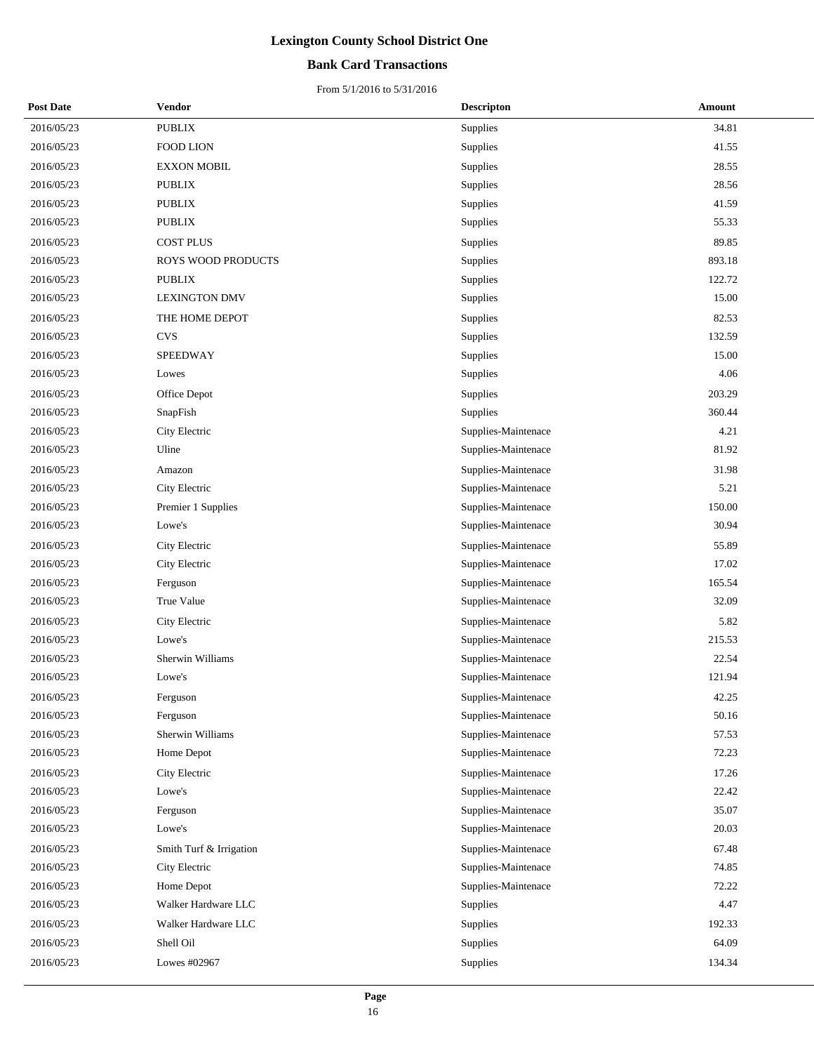# Lexington County School District One

## Bank Card Transactions

From 5/1/2016 to 5/31/2016

| Post Date | Vendor | Descripton | Amount |
|---|---|---|---|
| 2016/05/23 | PUBLIX | Supplies | 34.81 |
| 2016/05/23 | FOOD LION | Supplies | 41.55 |
| 2016/05/23 | EXXON MOBIL | Supplies | 28.55 |
| 2016/05/23 | PUBLIX | Supplies | 28.56 |
| 2016/05/23 | PUBLIX | Supplies | 41.59 |
| 2016/05/23 | PUBLIX | Supplies | 55.33 |
| 2016/05/23 | COST PLUS | Supplies | 89.85 |
| 2016/05/23 | ROYS WOOD PRODUCTS | Supplies | 893.18 |
| 2016/05/23 | PUBLIX | Supplies | 122.72 |
| 2016/05/23 | LEXINGTON DMV | Supplies | 15.00 |
| 2016/05/23 | THE HOME DEPOT | Supplies | 82.53 |
| 2016/05/23 | CVS | Supplies | 132.59 |
| 2016/05/23 | SPEEDWAY | Supplies | 15.00 |
| 2016/05/23 | Lowes | Supplies | 4.06 |
| 2016/05/23 | Office Depot | Supplies | 203.29 |
| 2016/05/23 | SnapFish | Supplies | 360.44 |
| 2016/05/23 | City Electric | Supplies-Maintenace | 4.21 |
| 2016/05/23 | Uline | Supplies-Maintenace | 81.92 |
| 2016/05/23 | Amazon | Supplies-Maintenace | 31.98 |
| 2016/05/23 | City Electric | Supplies-Maintenace | 5.21 |
| 2016/05/23 | Premier 1 Supplies | Supplies-Maintenace | 150.00 |
| 2016/05/23 | Lowe's | Supplies-Maintenace | 30.94 |
| 2016/05/23 | City Electric | Supplies-Maintenace | 55.89 |
| 2016/05/23 | City Electric | Supplies-Maintenace | 17.02 |
| 2016/05/23 | Ferguson | Supplies-Maintenace | 165.54 |
| 2016/05/23 | True Value | Supplies-Maintenace | 32.09 |
| 2016/05/23 | City Electric | Supplies-Maintenace | 5.82 |
| 2016/05/23 | Lowe's | Supplies-Maintenace | 215.53 |
| 2016/05/23 | Sherwin Williams | Supplies-Maintenace | 22.54 |
| 2016/05/23 | Lowe's | Supplies-Maintenace | 121.94 |
| 2016/05/23 | Ferguson | Supplies-Maintenace | 42.25 |
| 2016/05/23 | Ferguson | Supplies-Maintenace | 50.16 |
| 2016/05/23 | Sherwin Williams | Supplies-Maintenace | 57.53 |
| 2016/05/23 | Home Depot | Supplies-Maintenace | 72.23 |
| 2016/05/23 | City Electric | Supplies-Maintenace | 17.26 |
| 2016/05/23 | Lowe's | Supplies-Maintenace | 22.42 |
| 2016/05/23 | Ferguson | Supplies-Maintenace | 35.07 |
| 2016/05/23 | Lowe's | Supplies-Maintenace | 20.03 |
| 2016/05/23 | Smith Turf & Irrigation | Supplies-Maintenace | 67.48 |
| 2016/05/23 | City Electric | Supplies-Maintenace | 74.85 |
| 2016/05/23 | Home Depot | Supplies-Maintenace | 72.22 |
| 2016/05/23 | Walker Hardware LLC | Supplies | 4.47 |
| 2016/05/23 | Walker Hardware LLC | Supplies | 192.33 |
| 2016/05/23 | Shell Oil | Supplies | 64.09 |
| 2016/05/23 | Lowes #02967 | Supplies | 134.34 |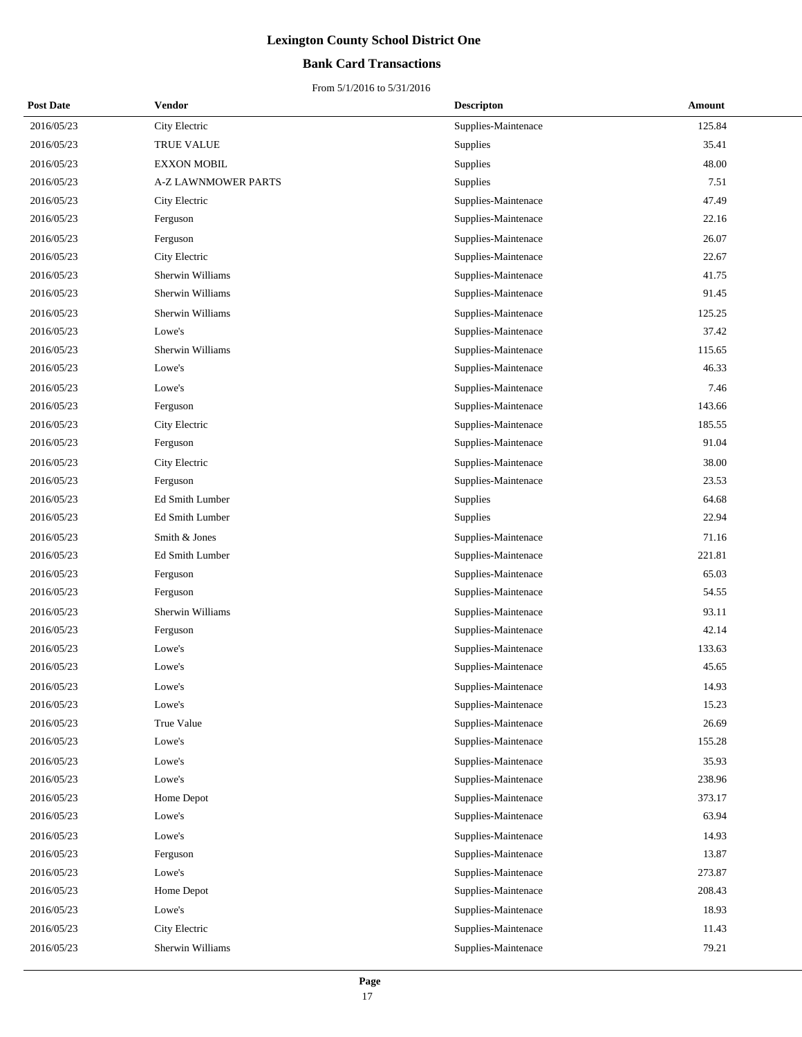# Lexington County School District One

## Bank Card Transactions

From 5/1/2016 to 5/31/2016

| Post Date | Vendor | Descripton | Amount |
|---|---|---|---|
| 2016/05/23 | City Electric | Supplies-Maintenace | 125.84 |
| 2016/05/23 | TRUE VALUE | Supplies | 35.41 |
| 2016/05/23 | EXXON MOBIL | Supplies | 48.00 |
| 2016/05/23 | A-Z LAWNMOWER PARTS | Supplies | 7.51 |
| 2016/05/23 | City Electric | Supplies-Maintenace | 47.49 |
| 2016/05/23 | Ferguson | Supplies-Maintenace | 22.16 |
| 2016/05/23 | Ferguson | Supplies-Maintenace | 26.07 |
| 2016/05/23 | City Electric | Supplies-Maintenace | 22.67 |
| 2016/05/23 | Sherwin Williams | Supplies-Maintenace | 41.75 |
| 2016/05/23 | Sherwin Williams | Supplies-Maintenace | 91.45 |
| 2016/05/23 | Sherwin Williams | Supplies-Maintenace | 125.25 |
| 2016/05/23 | Lowe's | Supplies-Maintenace | 37.42 |
| 2016/05/23 | Sherwin Williams | Supplies-Maintenace | 115.65 |
| 2016/05/23 | Lowe's | Supplies-Maintenace | 46.33 |
| 2016/05/23 | Lowe's | Supplies-Maintenace | 7.46 |
| 2016/05/23 | Ferguson | Supplies-Maintenace | 143.66 |
| 2016/05/23 | City Electric | Supplies-Maintenace | 185.55 |
| 2016/05/23 | Ferguson | Supplies-Maintenace | 91.04 |
| 2016/05/23 | City Electric | Supplies-Maintenace | 38.00 |
| 2016/05/23 | Ferguson | Supplies-Maintenace | 23.53 |
| 2016/05/23 | Ed Smith Lumber | Supplies | 64.68 |
| 2016/05/23 | Ed Smith Lumber | Supplies | 22.94 |
| 2016/05/23 | Smith & Jones | Supplies-Maintenace | 71.16 |
| 2016/05/23 | Ed Smith Lumber | Supplies-Maintenace | 221.81 |
| 2016/05/23 | Ferguson | Supplies-Maintenace | 65.03 |
| 2016/05/23 | Ferguson | Supplies-Maintenace | 54.55 |
| 2016/05/23 | Sherwin Williams | Supplies-Maintenace | 93.11 |
| 2016/05/23 | Ferguson | Supplies-Maintenace | 42.14 |
| 2016/05/23 | Lowe's | Supplies-Maintenace | 133.63 |
| 2016/05/23 | Lowe's | Supplies-Maintenace | 45.65 |
| 2016/05/23 | Lowe's | Supplies-Maintenace | 14.93 |
| 2016/05/23 | Lowe's | Supplies-Maintenace | 15.23 |
| 2016/05/23 | True Value | Supplies-Maintenace | 26.69 |
| 2016/05/23 | Lowe's | Supplies-Maintenace | 155.28 |
| 2016/05/23 | Lowe's | Supplies-Maintenace | 35.93 |
| 2016/05/23 | Lowe's | Supplies-Maintenace | 238.96 |
| 2016/05/23 | Home Depot | Supplies-Maintenace | 373.17 |
| 2016/05/23 | Lowe's | Supplies-Maintenace | 63.94 |
| 2016/05/23 | Lowe's | Supplies-Maintenace | 14.93 |
| 2016/05/23 | Ferguson | Supplies-Maintenace | 13.87 |
| 2016/05/23 | Lowe's | Supplies-Maintenace | 273.87 |
| 2016/05/23 | Home Depot | Supplies-Maintenace | 208.43 |
| 2016/05/23 | Lowe's | Supplies-Maintenace | 18.93 |
| 2016/05/23 | City Electric | Supplies-Maintenace | 11.43 |
| 2016/05/23 | Sherwin Williams | Supplies-Maintenace | 79.21 |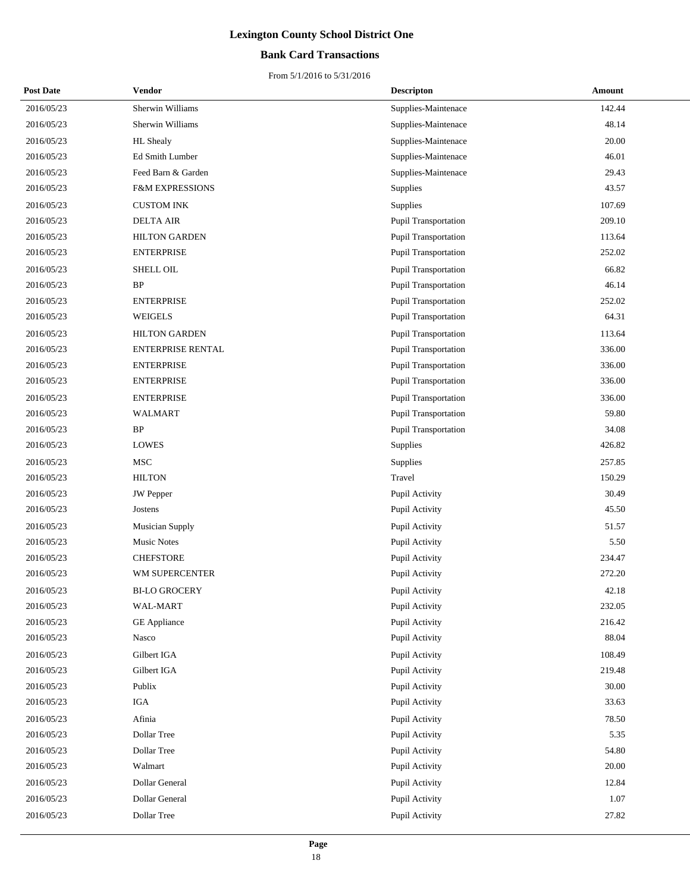# Lexington County School District One

## Bank Card Transactions

From 5/1/2016 to 5/31/2016

| Post Date | Vendor | Descripton | Amount |
|---|---|---|---|
| 2016/05/23 | Sherwin Williams | Supplies-Maintenace | 142.44 |
| 2016/05/23 | Sherwin Williams | Supplies-Maintenace | 48.14 |
| 2016/05/23 | HL Shealy | Supplies-Maintenace | 20.00 |
| 2016/05/23 | Ed Smith Lumber | Supplies-Maintenace | 46.01 |
| 2016/05/23 | Feed Barn & Garden | Supplies-Maintenace | 29.43 |
| 2016/05/23 | F&M EXPRESSIONS | Supplies | 43.57 |
| 2016/05/23 | CUSTOM INK | Supplies | 107.69 |
| 2016/05/23 | DELTA AIR | Pupil Transportation | 209.10 |
| 2016/05/23 | HILTON GARDEN | Pupil Transportation | 113.64 |
| 2016/05/23 | ENTERPRISE | Pupil Transportation | 252.02 |
| 2016/05/23 | SHELL OIL | Pupil Transportation | 66.82 |
| 2016/05/23 | BP | Pupil Transportation | 46.14 |
| 2016/05/23 | ENTERPRISE | Pupil Transportation | 252.02 |
| 2016/05/23 | WEIGELS | Pupil Transportation | 64.31 |
| 2016/05/23 | HILTON GARDEN | Pupil Transportation | 113.64 |
| 2016/05/23 | ENTERPRISE RENTAL | Pupil Transportation | 336.00 |
| 2016/05/23 | ENTERPRISE | Pupil Transportation | 336.00 |
| 2016/05/23 | ENTERPRISE | Pupil Transportation | 336.00 |
| 2016/05/23 | ENTERPRISE | Pupil Transportation | 336.00 |
| 2016/05/23 | WALMART | Pupil Transportation | 59.80 |
| 2016/05/23 | BP | Pupil Transportation | 34.08 |
| 2016/05/23 | LOWES | Supplies | 426.82 |
| 2016/05/23 | MSC | Supplies | 257.85 |
| 2016/05/23 | HILTON | Travel | 150.29 |
| 2016/05/23 | JW Pepper | Pupil Activity | 30.49 |
| 2016/05/23 | Jostens | Pupil Activity | 45.50 |
| 2016/05/23 | Musician Supply | Pupil Activity | 51.57 |
| 2016/05/23 | Music Notes | Pupil Activity | 5.50 |
| 2016/05/23 | CHEFSTORE | Pupil Activity | 234.47 |
| 2016/05/23 | WM SUPERCENTER | Pupil Activity | 272.20 |
| 2016/05/23 | BI-LO GROCERY | Pupil Activity | 42.18 |
| 2016/05/23 | WAL-MART | Pupil Activity | 232.05 |
| 2016/05/23 | GE Appliance | Pupil Activity | 216.42 |
| 2016/05/23 | Nasco | Pupil Activity | 88.04 |
| 2016/05/23 | Gilbert IGA | Pupil Activity | 108.49 |
| 2016/05/23 | Gilbert IGA | Pupil Activity | 219.48 |
| 2016/05/23 | Publix | Pupil Activity | 30.00 |
| 2016/05/23 | IGA | Pupil Activity | 33.63 |
| 2016/05/23 | Afinia | Pupil Activity | 78.50 |
| 2016/05/23 | Dollar Tree | Pupil Activity | 5.35 |
| 2016/05/23 | Dollar Tree | Pupil Activity | 54.80 |
| 2016/05/23 | Walmart | Pupil Activity | 20.00 |
| 2016/05/23 | Dollar General | Pupil Activity | 12.84 |
| 2016/05/23 | Dollar General | Pupil Activity | 1.07 |
| 2016/05/23 | Dollar Tree | Pupil Activity | 27.82 |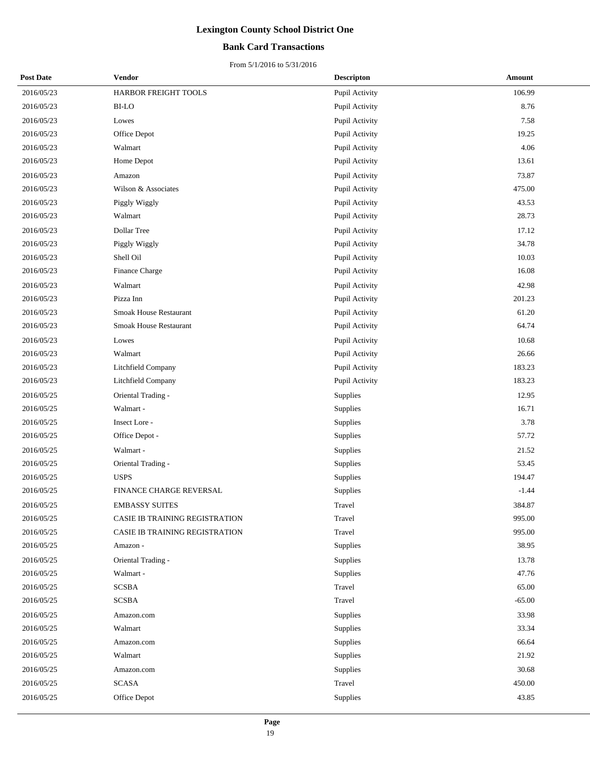# Lexington County School District One

## Bank Card Transactions

From 5/1/2016 to 5/31/2016

| Post Date | Vendor | Descripton | Amount |
|---|---|---|---|
| 2016/05/23 | HARBOR FREIGHT TOOLS | Pupil Activity | 106.99 |
| 2016/05/23 | BI-LO | Pupil Activity | 8.76 |
| 2016/05/23 | Lowes | Pupil Activity | 7.58 |
| 2016/05/23 | Office Depot | Pupil Activity | 19.25 |
| 2016/05/23 | Walmart | Pupil Activity | 4.06 |
| 2016/05/23 | Home Depot | Pupil Activity | 13.61 |
| 2016/05/23 | Amazon | Pupil Activity | 73.87 |
| 2016/05/23 | Wilson & Associates | Pupil Activity | 475.00 |
| 2016/05/23 | Piggly Wiggly | Pupil Activity | 43.53 |
| 2016/05/23 | Walmart | Pupil Activity | 28.73 |
| 2016/05/23 | Dollar Tree | Pupil Activity | 17.12 |
| 2016/05/23 | Piggly Wiggly | Pupil Activity | 34.78 |
| 2016/05/23 | Shell Oil | Pupil Activity | 10.03 |
| 2016/05/23 | Finance Charge | Pupil Activity | 16.08 |
| 2016/05/23 | Walmart | Pupil Activity | 42.98 |
| 2016/05/23 | Pizza Inn | Pupil Activity | 201.23 |
| 2016/05/23 | Smoak House Restaurant | Pupil Activity | 61.20 |
| 2016/05/23 | Smoak House Restaurant | Pupil Activity | 64.74 |
| 2016/05/23 | Lowes | Pupil Activity | 10.68 |
| 2016/05/23 | Walmart | Pupil Activity | 26.66 |
| 2016/05/23 | Litchfield Company | Pupil Activity | 183.23 |
| 2016/05/23 | Litchfield Company | Pupil Activity | 183.23 |
| 2016/05/25 | Oriental Trading - | Supplies | 12.95 |
| 2016/05/25 | Walmart - | Supplies | 16.71 |
| 2016/05/25 | Insect Lore - | Supplies | 3.78 |
| 2016/05/25 | Office Depot - | Supplies | 57.72 |
| 2016/05/25 | Walmart - | Supplies | 21.52 |
| 2016/05/25 | Oriental Trading - | Supplies | 53.45 |
| 2016/05/25 | USPS | Supplies | 194.47 |
| 2016/05/25 | FINANCE CHARGE REVERSAL | Supplies | -1.44 |
| 2016/05/25 | EMBASSY SUITES | Travel | 384.87 |
| 2016/05/25 | CASIE IB TRAINING REGISTRATION | Travel | 995.00 |
| 2016/05/25 | CASIE IB TRAINING REGISTRATION | Travel | 995.00 |
| 2016/05/25 | Amazon - | Supplies | 38.95 |
| 2016/05/25 | Oriental Trading - | Supplies | 13.78 |
| 2016/05/25 | Walmart - | Supplies | 47.76 |
| 2016/05/25 | SCSBA | Travel | 65.00 |
| 2016/05/25 | SCSBA | Travel | -65.00 |
| 2016/05/25 | Amazon.com | Supplies | 33.98 |
| 2016/05/25 | Walmart | Supplies | 33.34 |
| 2016/05/25 | Amazon.com | Supplies | 66.64 |
| 2016/05/25 | Walmart | Supplies | 21.92 |
| 2016/05/25 | Amazon.com | Supplies | 30.68 |
| 2016/05/25 | SCASA | Travel | 450.00 |
| 2016/05/25 | Office Depot | Supplies | 43.85 |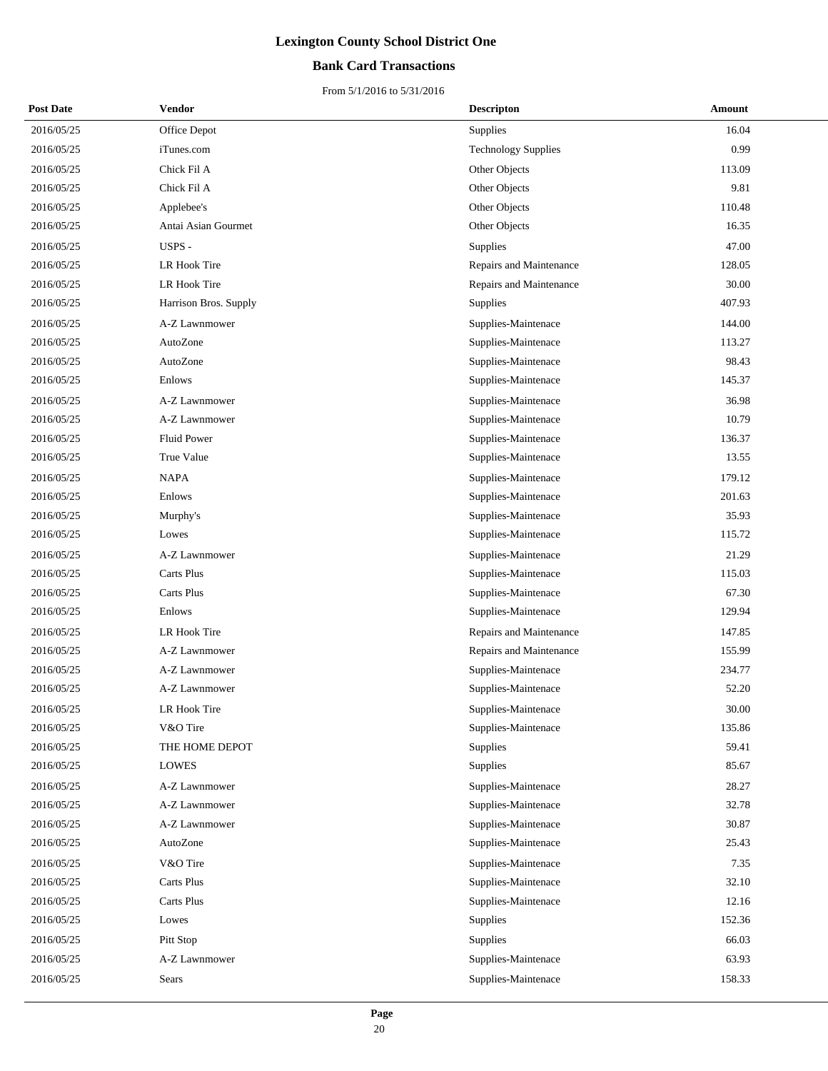# Lexington County School District One

## Bank Card Transactions

From 5/1/2016 to 5/31/2016

| Post Date | Vendor | Descripton | Amount |
|---|---|---|---|
| 2016/05/25 | Office Depot | Supplies | 16.04 |
| 2016/05/25 | iTunes.com | Technology Supplies | 0.99 |
| 2016/05/25 | Chick Fil A | Other Objects | 113.09 |
| 2016/05/25 | Chick Fil A | Other Objects | 9.81 |
| 2016/05/25 | Applebee's | Other Objects | 110.48 |
| 2016/05/25 | Antai Asian Gourmet | Other Objects | 16.35 |
| 2016/05/25 | USPS - | Supplies | 47.00 |
| 2016/05/25 | LR Hook Tire | Repairs and Maintenance | 128.05 |
| 2016/05/25 | LR Hook Tire | Repairs and Maintenance | 30.00 |
| 2016/05/25 | Harrison Bros. Supply | Supplies | 407.93 |
| 2016/05/25 | A-Z Lawnmower | Supplies-Maintenace | 144.00 |
| 2016/05/25 | AutoZone | Supplies-Maintenace | 113.27 |
| 2016/05/25 | AutoZone | Supplies-Maintenace | 98.43 |
| 2016/05/25 | Enlows | Supplies-Maintenace | 145.37 |
| 2016/05/25 | A-Z Lawnmower | Supplies-Maintenace | 36.98 |
| 2016/05/25 | A-Z Lawnmower | Supplies-Maintenace | 10.79 |
| 2016/05/25 | Fluid Power | Supplies-Maintenace | 136.37 |
| 2016/05/25 | True Value | Supplies-Maintenace | 13.55 |
| 2016/05/25 | NAPA | Supplies-Maintenace | 179.12 |
| 2016/05/25 | Enlows | Supplies-Maintenace | 201.63 |
| 2016/05/25 | Murphy's | Supplies-Maintenace | 35.93 |
| 2016/05/25 | Lowes | Supplies-Maintenace | 115.72 |
| 2016/05/25 | A-Z Lawnmower | Supplies-Maintenace | 21.29 |
| 2016/05/25 | Carts Plus | Supplies-Maintenace | 115.03 |
| 2016/05/25 | Carts Plus | Supplies-Maintenace | 67.30 |
| 2016/05/25 | Enlows | Supplies-Maintenace | 129.94 |
| 2016/05/25 | LR Hook Tire | Repairs and Maintenance | 147.85 |
| 2016/05/25 | A-Z Lawnmower | Repairs and Maintenance | 155.99 |
| 2016/05/25 | A-Z Lawnmower | Supplies-Maintenace | 234.77 |
| 2016/05/25 | A-Z Lawnmower | Supplies-Maintenace | 52.20 |
| 2016/05/25 | LR Hook Tire | Supplies-Maintenace | 30.00 |
| 2016/05/25 | V&O Tire | Supplies-Maintenace | 135.86 |
| 2016/05/25 | THE HOME DEPOT | Supplies | 59.41 |
| 2016/05/25 | LOWES | Supplies | 85.67 |
| 2016/05/25 | A-Z Lawnmower | Supplies-Maintenace | 28.27 |
| 2016/05/25 | A-Z Lawnmower | Supplies-Maintenace | 32.78 |
| 2016/05/25 | A-Z Lawnmower | Supplies-Maintenace | 30.87 |
| 2016/05/25 | AutoZone | Supplies-Maintenace | 25.43 |
| 2016/05/25 | V&O Tire | Supplies-Maintenace | 7.35 |
| 2016/05/25 | Carts Plus | Supplies-Maintenace | 32.10 |
| 2016/05/25 | Carts Plus | Supplies-Maintenace | 12.16 |
| 2016/05/25 | Lowes | Supplies | 152.36 |
| 2016/05/25 | Pitt Stop | Supplies | 66.03 |
| 2016/05/25 | A-Z Lawnmower | Supplies-Maintenace | 63.93 |
| 2016/05/25 | Sears | Supplies-Maintenace | 158.33 |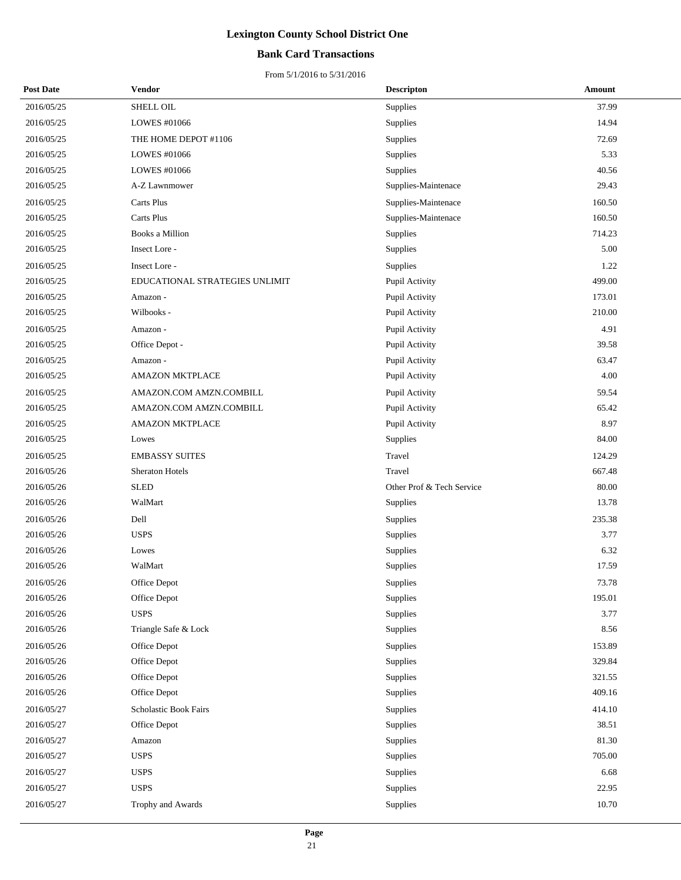# Lexington County School District One

## Bank Card Transactions

From 5/1/2016 to 5/31/2016

| Post Date | Vendor | Descripton | Amount |
|---|---|---|---|
| 2016/05/25 | SHELL OIL | Supplies | 37.99 |
| 2016/05/25 | LOWES #01066 | Supplies | 14.94 |
| 2016/05/25 | THE HOME DEPOT #1106 | Supplies | 72.69 |
| 2016/05/25 | LOWES #01066 | Supplies | 5.33 |
| 2016/05/25 | LOWES #01066 | Supplies | 40.56 |
| 2016/05/25 | A-Z Lawnmower | Supplies-Maintenace | 29.43 |
| 2016/05/25 | Carts Plus | Supplies-Maintenace | 160.50 |
| 2016/05/25 | Carts Plus | Supplies-Maintenace | 160.50 |
| 2016/05/25 | Books a Million | Supplies | 714.23 |
| 2016/05/25 | Insect Lore - | Supplies | 5.00 |
| 2016/05/25 | Insect Lore - | Supplies | 1.22 |
| 2016/05/25 | EDUCATIONAL STRATEGIES UNLIMIT | Pupil Activity | 499.00 |
| 2016/05/25 | Amazon - | Pupil Activity | 173.01 |
| 2016/05/25 | Wilbooks - | Pupil Activity | 210.00 |
| 2016/05/25 | Amazon - | Pupil Activity | 4.91 |
| 2016/05/25 | Office Depot - | Pupil Activity | 39.58 |
| 2016/05/25 | Amazon - | Pupil Activity | 63.47 |
| 2016/05/25 | AMAZON MKTPLACE | Pupil Activity | 4.00 |
| 2016/05/25 | AMAZON.COM AMZN.COMBILL | Pupil Activity | 59.54 |
| 2016/05/25 | AMAZON.COM AMZN.COMBILL | Pupil Activity | 65.42 |
| 2016/05/25 | AMAZON MKTPLACE | Pupil Activity | 8.97 |
| 2016/05/25 | Lowes | Supplies | 84.00 |
| 2016/05/25 | EMBASSY SUITES | Travel | 124.29 |
| 2016/05/26 | Sheraton Hotels | Travel | 667.48 |
| 2016/05/26 | SLED | Other Prof & Tech Service | 80.00 |
| 2016/05/26 | WalMart | Supplies | 13.78 |
| 2016/05/26 | Dell | Supplies | 235.38 |
| 2016/05/26 | USPS | Supplies | 3.77 |
| 2016/05/26 | Lowes | Supplies | 6.32 |
| 2016/05/26 | WalMart | Supplies | 17.59 |
| 2016/05/26 | Office Depot | Supplies | 73.78 |
| 2016/05/26 | Office Depot | Supplies | 195.01 |
| 2016/05/26 | USPS | Supplies | 3.77 |
| 2016/05/26 | Triangle Safe & Lock | Supplies | 8.56 |
| 2016/05/26 | Office Depot | Supplies | 153.89 |
| 2016/05/26 | Office Depot | Supplies | 329.84 |
| 2016/05/26 | Office Depot | Supplies | 321.55 |
| 2016/05/26 | Office Depot | Supplies | 409.16 |
| 2016/05/27 | Scholastic Book Fairs | Supplies | 414.10 |
| 2016/05/27 | Office Depot | Supplies | 38.51 |
| 2016/05/27 | Amazon | Supplies | 81.30 |
| 2016/05/27 | USPS | Supplies | 705.00 |
| 2016/05/27 | USPS | Supplies | 6.68 |
| 2016/05/27 | USPS | Supplies | 22.95 |
| 2016/05/27 | Trophy and Awards | Supplies | 10.70 |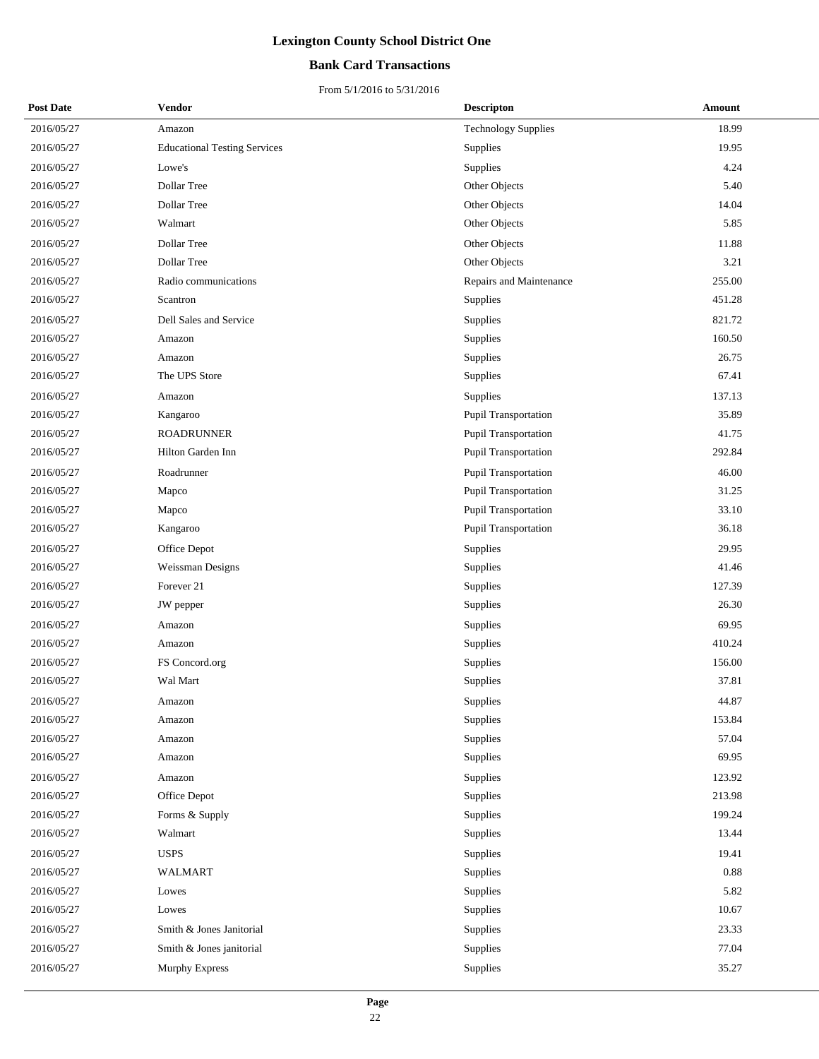# Lexington County School District One

## Bank Card Transactions

From 5/1/2016 to 5/31/2016

| Post Date | Vendor | Descripton | Amount |
|---|---|---|---|
| 2016/05/27 | Amazon | Technology Supplies | 18.99 |
| 2016/05/27 | Educational Testing Services | Supplies | 19.95 |
| 2016/05/27 | Lowe's | Supplies | 4.24 |
| 2016/05/27 | Dollar Tree | Other Objects | 5.40 |
| 2016/05/27 | Dollar Tree | Other Objects | 14.04 |
| 2016/05/27 | Walmart | Other Objects | 5.85 |
| 2016/05/27 | Dollar Tree | Other Objects | 11.88 |
| 2016/05/27 | Dollar Tree | Other Objects | 3.21 |
| 2016/05/27 | Radio communications | Repairs and Maintenance | 255.00 |
| 2016/05/27 | Scantron | Supplies | 451.28 |
| 2016/05/27 | Dell Sales and Service | Supplies | 821.72 |
| 2016/05/27 | Amazon | Supplies | 160.50 |
| 2016/05/27 | Amazon | Supplies | 26.75 |
| 2016/05/27 | The UPS Store | Supplies | 67.41 |
| 2016/05/27 | Amazon | Supplies | 137.13 |
| 2016/05/27 | Kangaroo | Pupil Transportation | 35.89 |
| 2016/05/27 | ROADRUNNER | Pupil Transportation | 41.75 |
| 2016/05/27 | Hilton Garden Inn | Pupil Transportation | 292.84 |
| 2016/05/27 | Roadrunner | Pupil Transportation | 46.00 |
| 2016/05/27 | Mapco | Pupil Transportation | 31.25 |
| 2016/05/27 | Mapco | Pupil Transportation | 33.10 |
| 2016/05/27 | Kangaroo | Pupil Transportation | 36.18 |
| 2016/05/27 | Office Depot | Supplies | 29.95 |
| 2016/05/27 | Weissman Designs | Supplies | 41.46 |
| 2016/05/27 | Forever 21 | Supplies | 127.39 |
| 2016/05/27 | JW pepper | Supplies | 26.30 |
| 2016/05/27 | Amazon | Supplies | 69.95 |
| 2016/05/27 | Amazon | Supplies | 410.24 |
| 2016/05/27 | FS Concord.org | Supplies | 156.00 |
| 2016/05/27 | Wal Mart | Supplies | 37.81 |
| 2016/05/27 | Amazon | Supplies | 44.87 |
| 2016/05/27 | Amazon | Supplies | 153.84 |
| 2016/05/27 | Amazon | Supplies | 57.04 |
| 2016/05/27 | Amazon | Supplies | 69.95 |
| 2016/05/27 | Amazon | Supplies | 123.92 |
| 2016/05/27 | Office Depot | Supplies | 213.98 |
| 2016/05/27 | Forms & Supply | Supplies | 199.24 |
| 2016/05/27 | Walmart | Supplies | 13.44 |
| 2016/05/27 | USPS | Supplies | 19.41 |
| 2016/05/27 | WALMART | Supplies | 0.88 |
| 2016/05/27 | Lowes | Supplies | 5.82 |
| 2016/05/27 | Lowes | Supplies | 10.67 |
| 2016/05/27 | Smith & Jones Janitorial | Supplies | 23.33 |
| 2016/05/27 | Smith & Jones janitorial | Supplies | 77.04 |
| 2016/05/27 | Murphy Express | Supplies | 35.27 |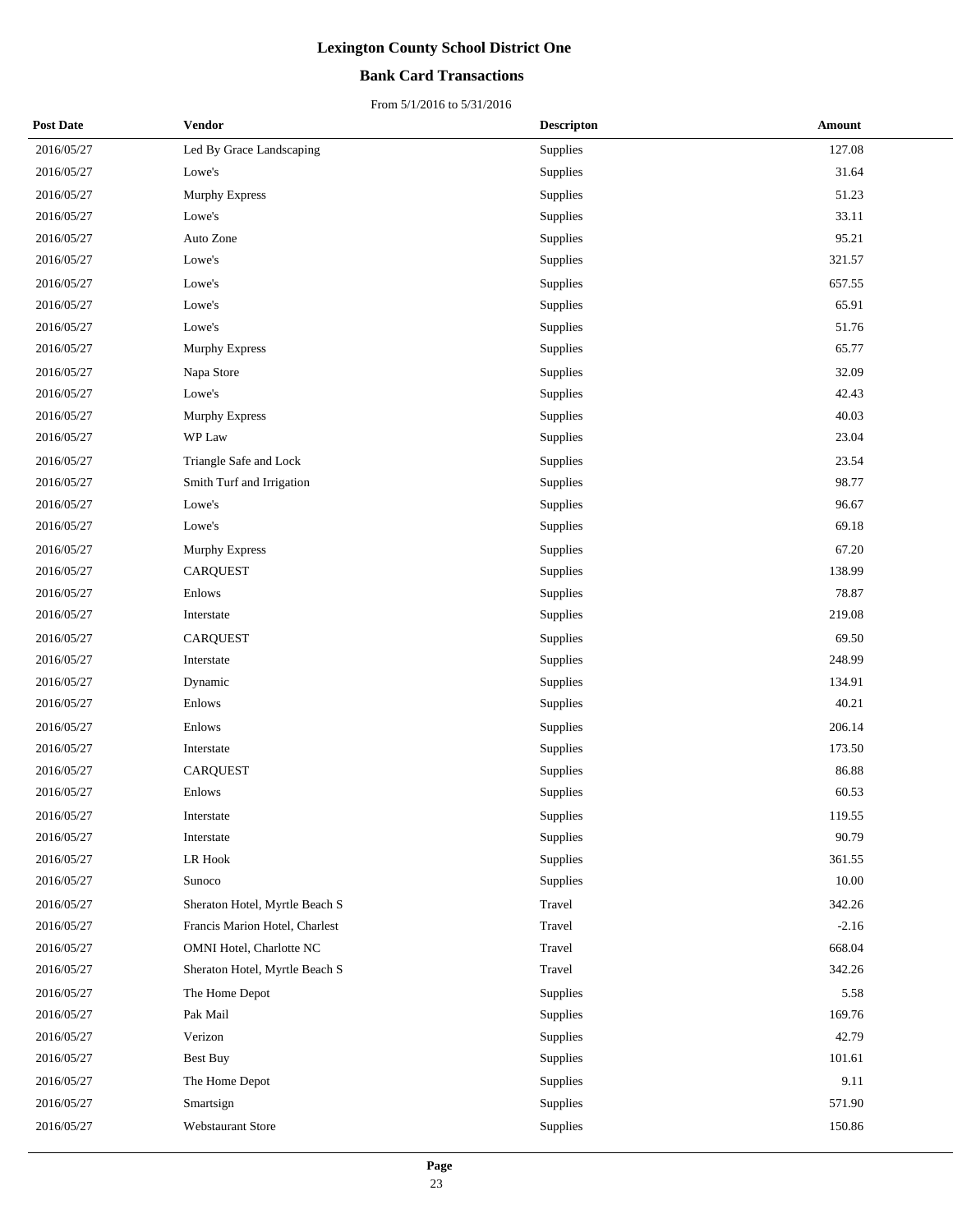# Lexington County School District One

## Bank Card Transactions

From 5/1/2016 to 5/31/2016

| Post Date | Vendor | Descripton | Amount |
|---|---|---|---|
| 2016/05/27 | Led By Grace Landscaping | Supplies | 127.08 |
| 2016/05/27 | Lowe's | Supplies | 31.64 |
| 2016/05/27 | Murphy Express | Supplies | 51.23 |
| 2016/05/27 | Lowe's | Supplies | 33.11 |
| 2016/05/27 | Auto Zone | Supplies | 95.21 |
| 2016/05/27 | Lowe's | Supplies | 321.57 |
| 2016/05/27 | Lowe's | Supplies | 657.55 |
| 2016/05/27 | Lowe's | Supplies | 65.91 |
| 2016/05/27 | Lowe's | Supplies | 51.76 |
| 2016/05/27 | Murphy Express | Supplies | 65.77 |
| 2016/05/27 | Napa Store | Supplies | 32.09 |
| 2016/05/27 | Lowe's | Supplies | 42.43 |
| 2016/05/27 | Murphy Express | Supplies | 40.03 |
| 2016/05/27 | WP Law | Supplies | 23.04 |
| 2016/05/27 | Triangle Safe and Lock | Supplies | 23.54 |
| 2016/05/27 | Smith Turf and Irrigation | Supplies | 98.77 |
| 2016/05/27 | Lowe's | Supplies | 96.67 |
| 2016/05/27 | Lowe's | Supplies | 69.18 |
| 2016/05/27 | Murphy Express | Supplies | 67.20 |
| 2016/05/27 | CARQUEST | Supplies | 138.99 |
| 2016/05/27 | Enlows | Supplies | 78.87 |
| 2016/05/27 | Interstate | Supplies | 219.08 |
| 2016/05/27 | CARQUEST | Supplies | 69.50 |
| 2016/05/27 | Interstate | Supplies | 248.99 |
| 2016/05/27 | Dynamic | Supplies | 134.91 |
| 2016/05/27 | Enlows | Supplies | 40.21 |
| 2016/05/27 | Enlows | Supplies | 206.14 |
| 2016/05/27 | Interstate | Supplies | 173.50 |
| 2016/05/27 | CARQUEST | Supplies | 86.88 |
| 2016/05/27 | Enlows | Supplies | 60.53 |
| 2016/05/27 | Interstate | Supplies | 119.55 |
| 2016/05/27 | Interstate | Supplies | 90.79 |
| 2016/05/27 | LR Hook | Supplies | 361.55 |
| 2016/05/27 | Sunoco | Supplies | 10.00 |
| 2016/05/27 | Sheraton Hotel, Myrtle Beach S | Travel | 342.26 |
| 2016/05/27 | Francis Marion Hotel, Charlest | Travel | -2.16 |
| 2016/05/27 | OMNI Hotel, Charlotte NC | Travel | 668.04 |
| 2016/05/27 | Sheraton Hotel, Myrtle Beach S | Travel | 342.26 |
| 2016/05/27 | The Home Depot | Supplies | 5.58 |
| 2016/05/27 | Pak Mail | Supplies | 169.76 |
| 2016/05/27 | Verizon | Supplies | 42.79 |
| 2016/05/27 | Best Buy | Supplies | 101.61 |
| 2016/05/27 | The Home Depot | Supplies | 9.11 |
| 2016/05/27 | Smartsign | Supplies | 571.90 |
| 2016/05/27 | Webstaurant Store | Supplies | 150.86 |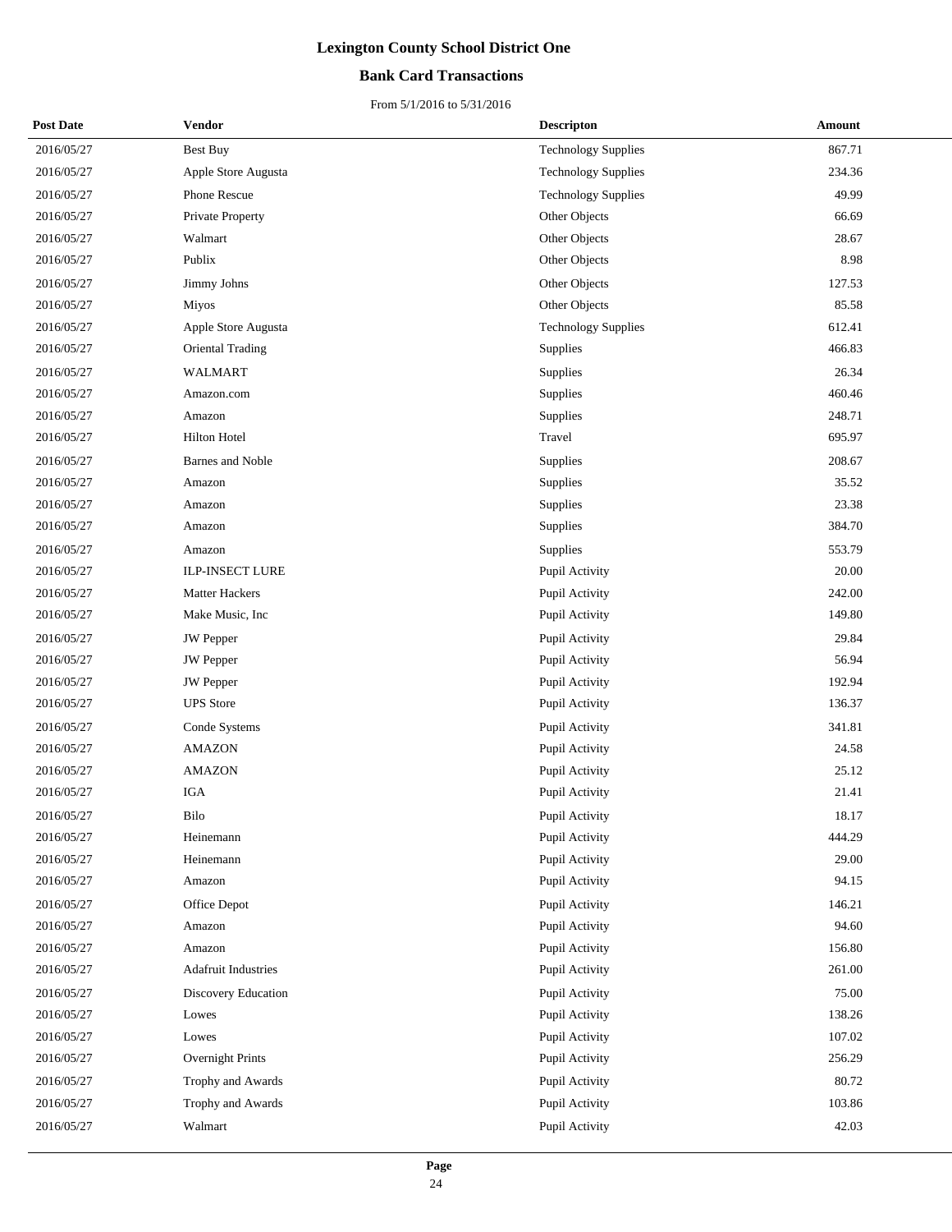# Lexington County School District One

## Bank Card Transactions

From 5/1/2016 to 5/31/2016

| Post Date | Vendor | Descripton | Amount |
|---|---|---|---|
| 2016/05/27 | Best Buy | Technology Supplies | 867.71 |
| 2016/05/27 | Apple Store Augusta | Technology Supplies | 234.36 |
| 2016/05/27 | Phone Rescue | Technology Supplies | 49.99 |
| 2016/05/27 | Private Property | Other Objects | 66.69 |
| 2016/05/27 | Walmart | Other Objects | 28.67 |
| 2016/05/27 | Publix | Other Objects | 8.98 |
| 2016/05/27 | Jimmy Johns | Other Objects | 127.53 |
| 2016/05/27 | Miyos | Other Objects | 85.58 |
| 2016/05/27 | Apple Store Augusta | Technology Supplies | 612.41 |
| 2016/05/27 | Oriental Trading | Supplies | 466.83 |
| 2016/05/27 | WALMART | Supplies | 26.34 |
| 2016/05/27 | Amazon.com | Supplies | 460.46 |
| 2016/05/27 | Amazon | Supplies | 248.71 |
| 2016/05/27 | Hilton Hotel | Travel | 695.97 |
| 2016/05/27 | Barnes and Noble | Supplies | 208.67 |
| 2016/05/27 | Amazon | Supplies | 35.52 |
| 2016/05/27 | Amazon | Supplies | 23.38 |
| 2016/05/27 | Amazon | Supplies | 384.70 |
| 2016/05/27 | Amazon | Supplies | 553.79 |
| 2016/05/27 | ILP-INSECT LURE | Pupil Activity | 20.00 |
| 2016/05/27 | Matter Hackers | Pupil Activity | 242.00 |
| 2016/05/27 | Make Music, Inc | Pupil Activity | 149.80 |
| 2016/05/27 | JW Pepper | Pupil Activity | 29.84 |
| 2016/05/27 | JW Pepper | Pupil Activity | 56.94 |
| 2016/05/27 | JW Pepper | Pupil Activity | 192.94 |
| 2016/05/27 | UPS Store | Pupil Activity | 136.37 |
| 2016/05/27 | Conde Systems | Pupil Activity | 341.81 |
| 2016/05/27 | AMAZON | Pupil Activity | 24.58 |
| 2016/05/27 | AMAZON | Pupil Activity | 25.12 |
| 2016/05/27 | IGA | Pupil Activity | 21.41 |
| 2016/05/27 | Bilo | Pupil Activity | 18.17 |
| 2016/05/27 | Heinemann | Pupil Activity | 444.29 |
| 2016/05/27 | Heinemann | Pupil Activity | 29.00 |
| 2016/05/27 | Amazon | Pupil Activity | 94.15 |
| 2016/05/27 | Office Depot | Pupil Activity | 146.21 |
| 2016/05/27 | Amazon | Pupil Activity | 94.60 |
| 2016/05/27 | Amazon | Pupil Activity | 156.80 |
| 2016/05/27 | Adafruit Industries | Pupil Activity | 261.00 |
| 2016/05/27 | Discovery Education | Pupil Activity | 75.00 |
| 2016/05/27 | Lowes | Pupil Activity | 138.26 |
| 2016/05/27 | Lowes | Pupil Activity | 107.02 |
| 2016/05/27 | Overnight Prints | Pupil Activity | 256.29 |
| 2016/05/27 | Trophy and Awards | Pupil Activity | 80.72 |
| 2016/05/27 | Trophy and Awards | Pupil Activity | 103.86 |
| 2016/05/27 | Walmart | Pupil Activity | 42.03 |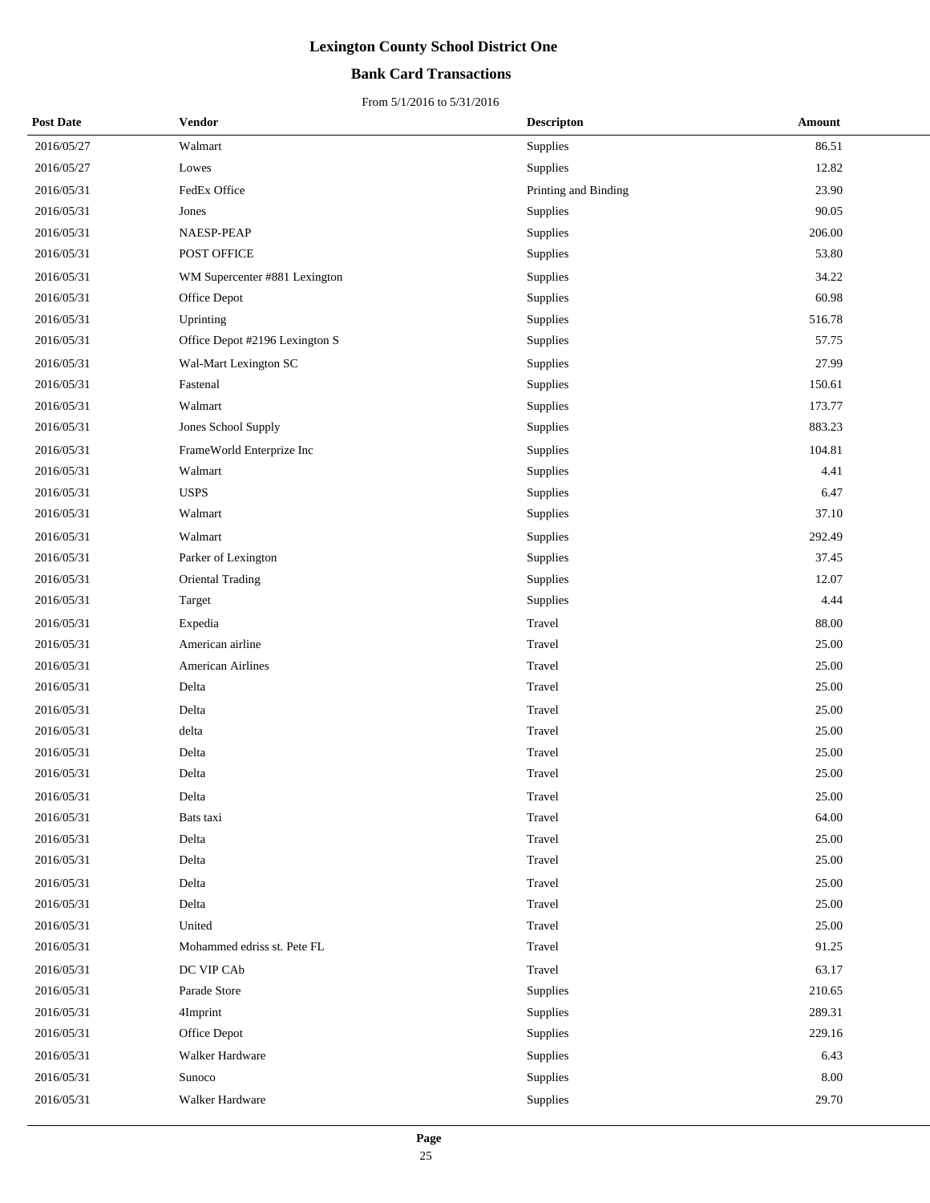# Lexington County School District One

## Bank Card Transactions

From 5/1/2016 to 5/31/2016

| Post Date | Vendor | Descripton | Amount |
|---|---|---|---|
| 2016/05/27 | Walmart | Supplies | 86.51 |
| 2016/05/27 | Lowes | Supplies | 12.82 |
| 2016/05/31 | FedEx Office | Printing and Binding | 23.90 |
| 2016/05/31 | Jones | Supplies | 90.05 |
| 2016/05/31 | NAESP-PEAP | Supplies | 206.00 |
| 2016/05/31 | POST OFFICE | Supplies | 53.80 |
| 2016/05/31 | WM Supercenter #881 Lexington | Supplies | 34.22 |
| 2016/05/31 | Office Depot | Supplies | 60.98 |
| 2016/05/31 | Uprinting | Supplies | 516.78 |
| 2016/05/31 | Office Depot #2196 Lexington S | Supplies | 57.75 |
| 2016/05/31 | Wal-Mart Lexington SC | Supplies | 27.99 |
| 2016/05/31 | Fastenal | Supplies | 150.61 |
| 2016/05/31 | Walmart | Supplies | 173.77 |
| 2016/05/31 | Jones School Supply | Supplies | 883.23 |
| 2016/05/31 | FrameWorld Enterprize Inc | Supplies | 104.81 |
| 2016/05/31 | Walmart | Supplies | 4.41 |
| 2016/05/31 | USPS | Supplies | 6.47 |
| 2016/05/31 | Walmart | Supplies | 37.10 |
| 2016/05/31 | Walmart | Supplies | 292.49 |
| 2016/05/31 | Parker of Lexington | Supplies | 37.45 |
| 2016/05/31 | Oriental Trading | Supplies | 12.07 |
| 2016/05/31 | Target | Supplies | 4.44 |
| 2016/05/31 | Expedia | Travel | 88.00 |
| 2016/05/31 | American airline | Travel | 25.00 |
| 2016/05/31 | American Airlines | Travel | 25.00 |
| 2016/05/31 | Delta | Travel | 25.00 |
| 2016/05/31 | Delta | Travel | 25.00 |
| 2016/05/31 | delta | Travel | 25.00 |
| 2016/05/31 | Delta | Travel | 25.00 |
| 2016/05/31 | Delta | Travel | 25.00 |
| 2016/05/31 | Delta | Travel | 25.00 |
| 2016/05/31 | Bats taxi | Travel | 64.00 |
| 2016/05/31 | Delta | Travel | 25.00 |
| 2016/05/31 | Delta | Travel | 25.00 |
| 2016/05/31 | Delta | Travel | 25.00 |
| 2016/05/31 | Delta | Travel | 25.00 |
| 2016/05/31 | United | Travel | 25.00 |
| 2016/05/31 | Mohammed edriss st. Pete FL | Travel | 91.25 |
| 2016/05/31 | DC VIP CAb | Travel | 63.17 |
| 2016/05/31 | Parade Store | Supplies | 210.65 |
| 2016/05/31 | 4Imprint | Supplies | 289.31 |
| 2016/05/31 | Office Depot | Supplies | 229.16 |
| 2016/05/31 | Walker Hardware | Supplies | 6.43 |
| 2016/05/31 | Sunoco | Supplies | 8.00 |
| 2016/05/31 | Walker Hardware | Supplies | 29.70 |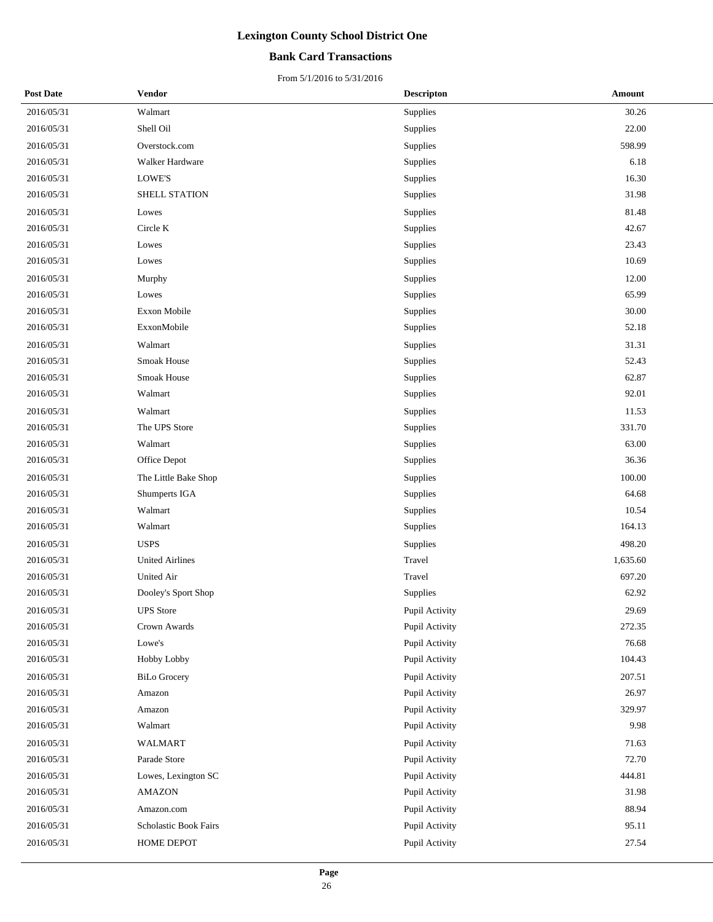# Lexington County School District One

## Bank Card Transactions

From 5/1/2016 to 5/31/2016

| Post Date | Vendor | Descripton | Amount |
|---|---|---|---|
| 2016/05/31 | Walmart | Supplies | 30.26 |
| 2016/05/31 | Shell Oil | Supplies | 22.00 |
| 2016/05/31 | Overstock.com | Supplies | 598.99 |
| 2016/05/31 | Walker Hardware | Supplies | 6.18 |
| 2016/05/31 | LOWE'S | Supplies | 16.30 |
| 2016/05/31 | SHELL STATION | Supplies | 31.98 |
| 2016/05/31 | Lowes | Supplies | 81.48 |
| 2016/05/31 | Circle K | Supplies | 42.67 |
| 2016/05/31 | Lowes | Supplies | 23.43 |
| 2016/05/31 | Lowes | Supplies | 10.69 |
| 2016/05/31 | Murphy | Supplies | 12.00 |
| 2016/05/31 | Lowes | Supplies | 65.99 |
| 2016/05/31 | Exxon Mobile | Supplies | 30.00 |
| 2016/05/31 | ExxonMobile | Supplies | 52.18 |
| 2016/05/31 | Walmart | Supplies | 31.31 |
| 2016/05/31 | Smoak House | Supplies | 52.43 |
| 2016/05/31 | Smoak House | Supplies | 62.87 |
| 2016/05/31 | Walmart | Supplies | 92.01 |
| 2016/05/31 | Walmart | Supplies | 11.53 |
| 2016/05/31 | The UPS Store | Supplies | 331.70 |
| 2016/05/31 | Walmart | Supplies | 63.00 |
| 2016/05/31 | Office Depot | Supplies | 36.36 |
| 2016/05/31 | The Little Bake Shop | Supplies | 100.00 |
| 2016/05/31 | Shumperts IGA | Supplies | 64.68 |
| 2016/05/31 | Walmart | Supplies | 10.54 |
| 2016/05/31 | Walmart | Supplies | 164.13 |
| 2016/05/31 | USPS | Supplies | 498.20 |
| 2016/05/31 | United Airlines | Travel | 1,635.60 |
| 2016/05/31 | United Air | Travel | 697.20 |
| 2016/05/31 | Dooley's Sport Shop | Supplies | 62.92 |
| 2016/05/31 | UPS Store | Pupil Activity | 29.69 |
| 2016/05/31 | Crown Awards | Pupil Activity | 272.35 |
| 2016/05/31 | Lowe's | Pupil Activity | 76.68 |
| 2016/05/31 | Hobby Lobby | Pupil Activity | 104.43 |
| 2016/05/31 | BiLo Grocery | Pupil Activity | 207.51 |
| 2016/05/31 | Amazon | Pupil Activity | 26.97 |
| 2016/05/31 | Amazon | Pupil Activity | 329.97 |
| 2016/05/31 | Walmart | Pupil Activity | 9.98 |
| 2016/05/31 | WALMART | Pupil Activity | 71.63 |
| 2016/05/31 | Parade Store | Pupil Activity | 72.70 |
| 2016/05/31 | Lowes, Lexington SC | Pupil Activity | 444.81 |
| 2016/05/31 | AMAZON | Pupil Activity | 31.98 |
| 2016/05/31 | Amazon.com | Pupil Activity | 88.94 |
| 2016/05/31 | Scholastic Book Fairs | Pupil Activity | 95.11 |
| 2016/05/31 | HOME DEPOT | Pupil Activity | 27.54 |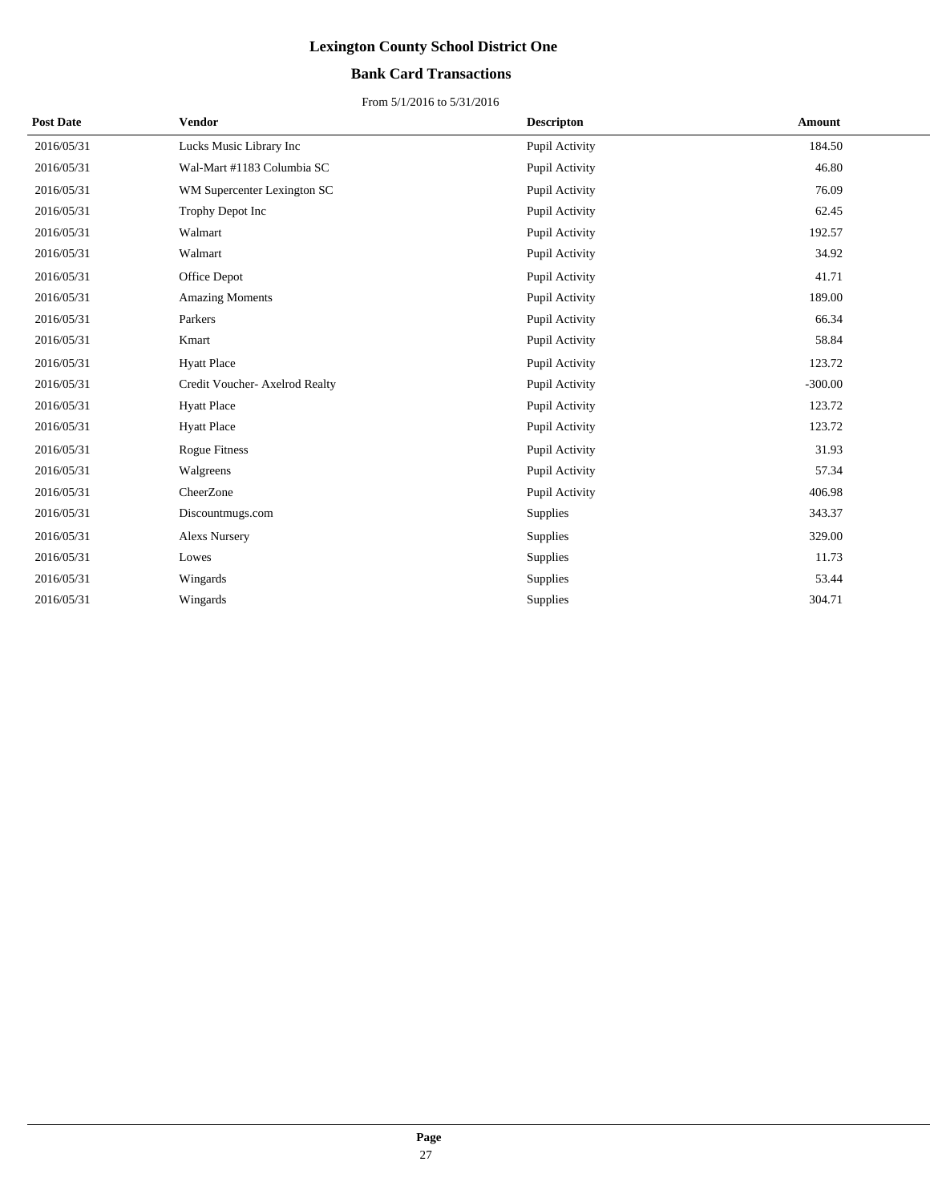# Lexington County School District One

## Bank Card Transactions

From 5/1/2016 to 5/31/2016

| Post Date | Vendor | Descripton | Amount |
|---|---|---|---|
| 2016/05/31 | Lucks Music Library Inc | Pupil Activity | 184.50 |
| 2016/05/31 | Wal-Mart #1183 Columbia SC | Pupil Activity | 46.80 |
| 2016/05/31 | WM Supercenter Lexington SC | Pupil Activity | 76.09 |
| 2016/05/31 | Trophy Depot Inc | Pupil Activity | 62.45 |
| 2016/05/31 | Walmart | Pupil Activity | 192.57 |
| 2016/05/31 | Walmart | Pupil Activity | 34.92 |
| 2016/05/31 | Office Depot | Pupil Activity | 41.71 |
| 2016/05/31 | Amazing Moments | Pupil Activity | 189.00 |
| 2016/05/31 | Parkers | Pupil Activity | 66.34 |
| 2016/05/31 | Kmart | Pupil Activity | 58.84 |
| 2016/05/31 | Hyatt Place | Pupil Activity | 123.72 |
| 2016/05/31 | Credit Voucher- Axelrod Realty | Pupil Activity | -300.00 |
| 2016/05/31 | Hyatt Place | Pupil Activity | 123.72 |
| 2016/05/31 | Hyatt Place | Pupil Activity | 123.72 |
| 2016/05/31 | Rogue Fitness | Pupil Activity | 31.93 |
| 2016/05/31 | Walgreens | Pupil Activity | 57.34 |
| 2016/05/31 | CheerZone | Pupil Activity | 406.98 |
| 2016/05/31 | Discountmugs.com | Supplies | 343.37 |
| 2016/05/31 | Alexs Nursery | Supplies | 329.00 |
| 2016/05/31 | Lowes | Supplies | 11.73 |
| 2016/05/31 | Wingards | Supplies | 53.44 |
| 2016/05/31 | Wingards | Supplies | 304.71 |